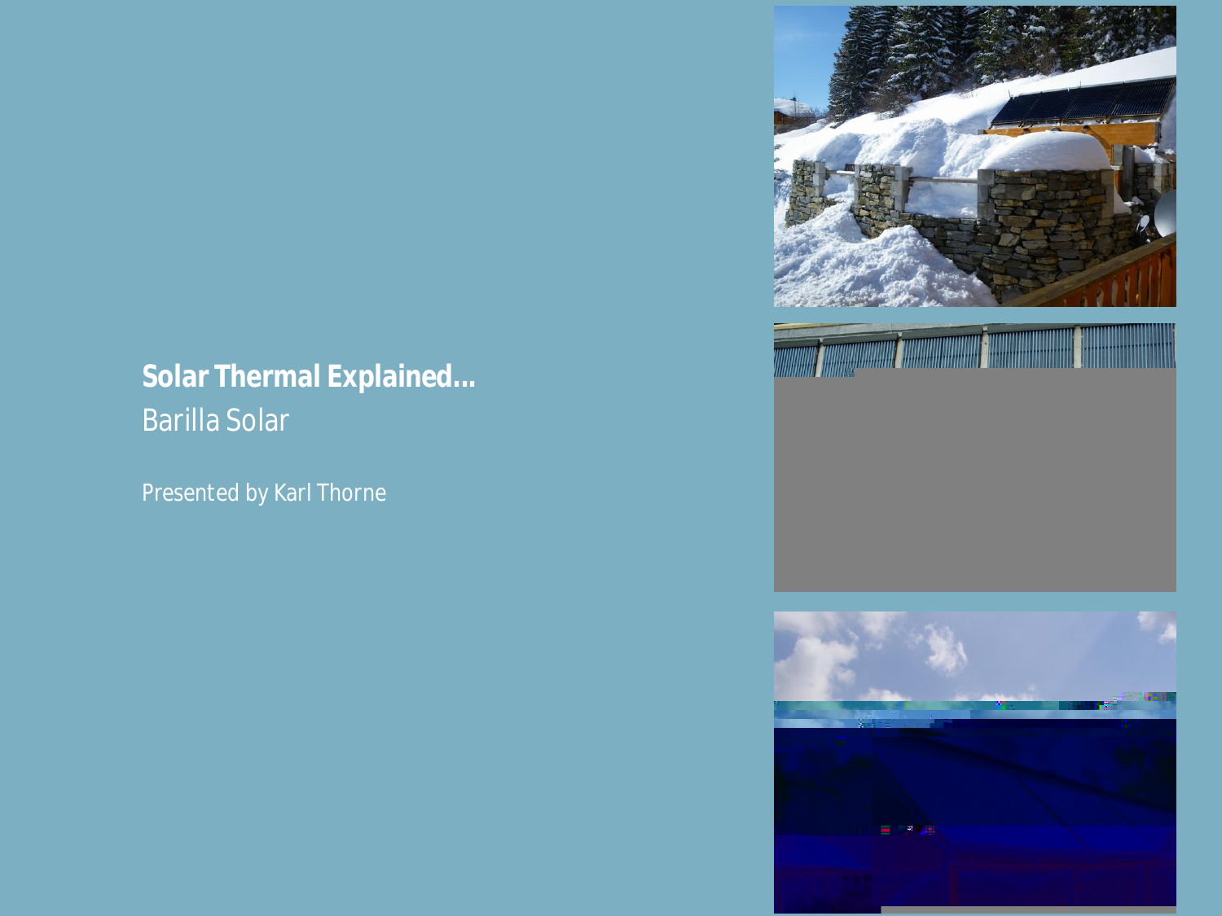# Solar Thermal Explained…

Barilla Solar

Presented by Karl Thorne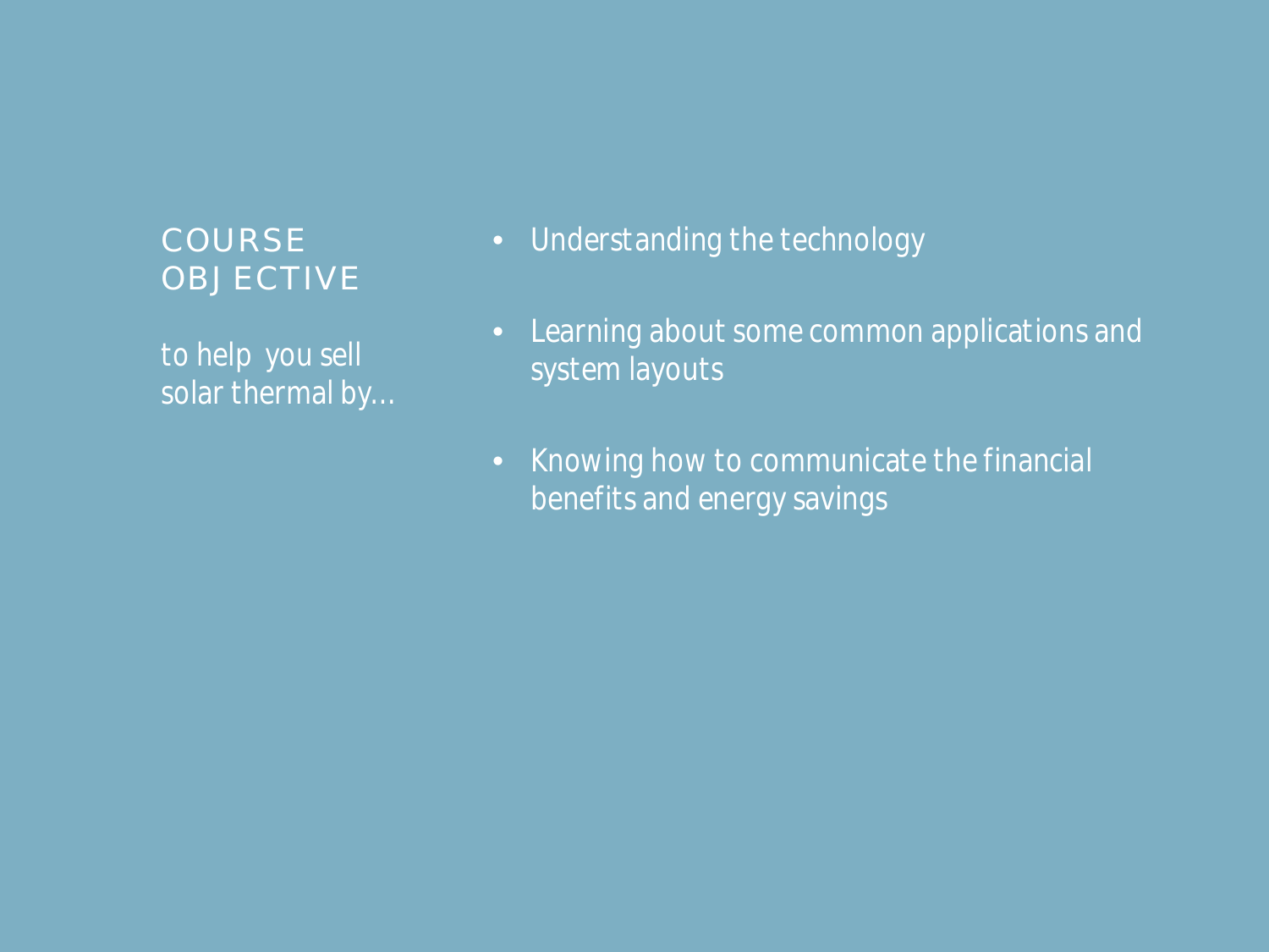## COURSE OBJECTIVE

to help you sell solar thermal by…

- Understanding the technology
- Learning about some common applications and system layouts
- Knowing how to communicate the financial benefits and energy savings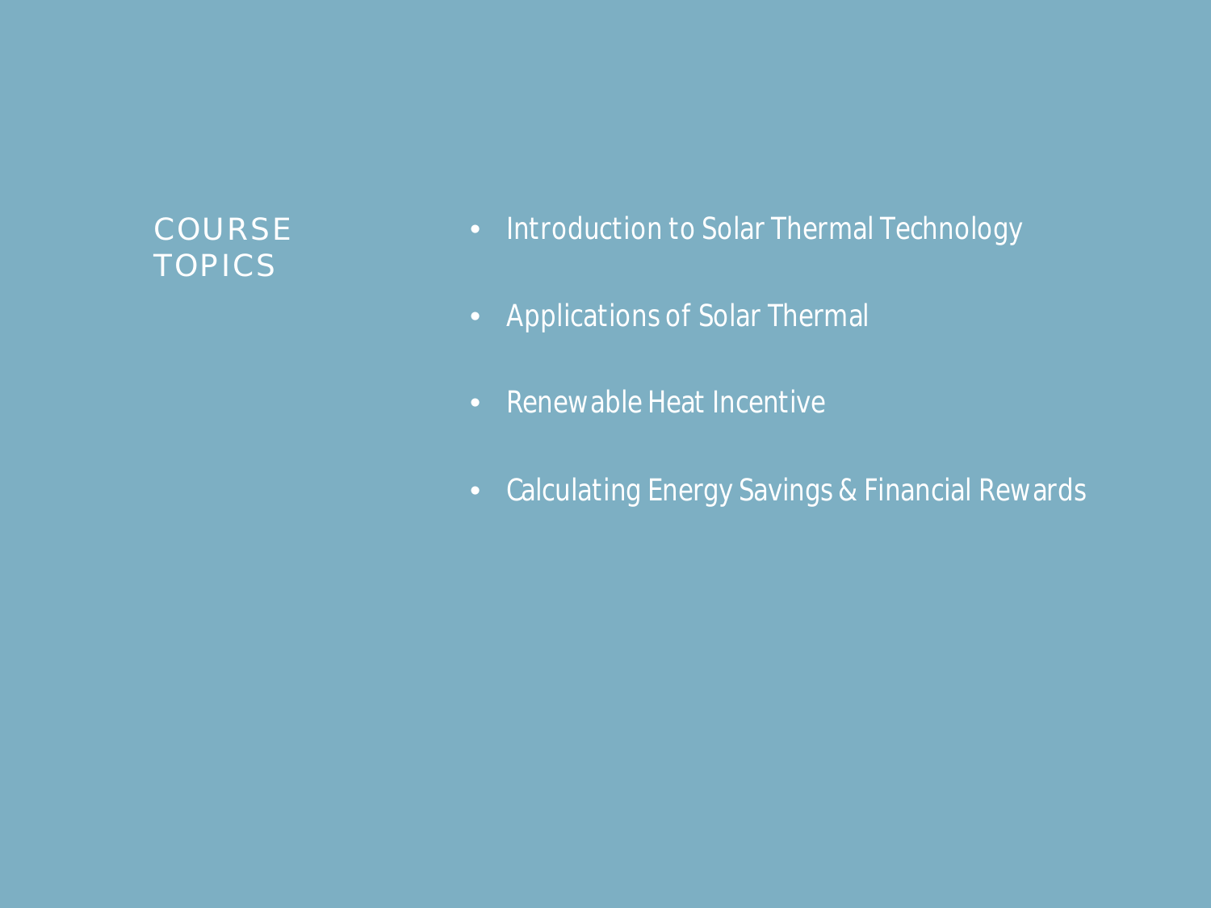# COURSE TOPICS

- Introduction to Solar Thermal Technology
- Applications of Solar Thermal
- Renewable Heat Incentive
- Calculating Energy Savings & Financial Rewards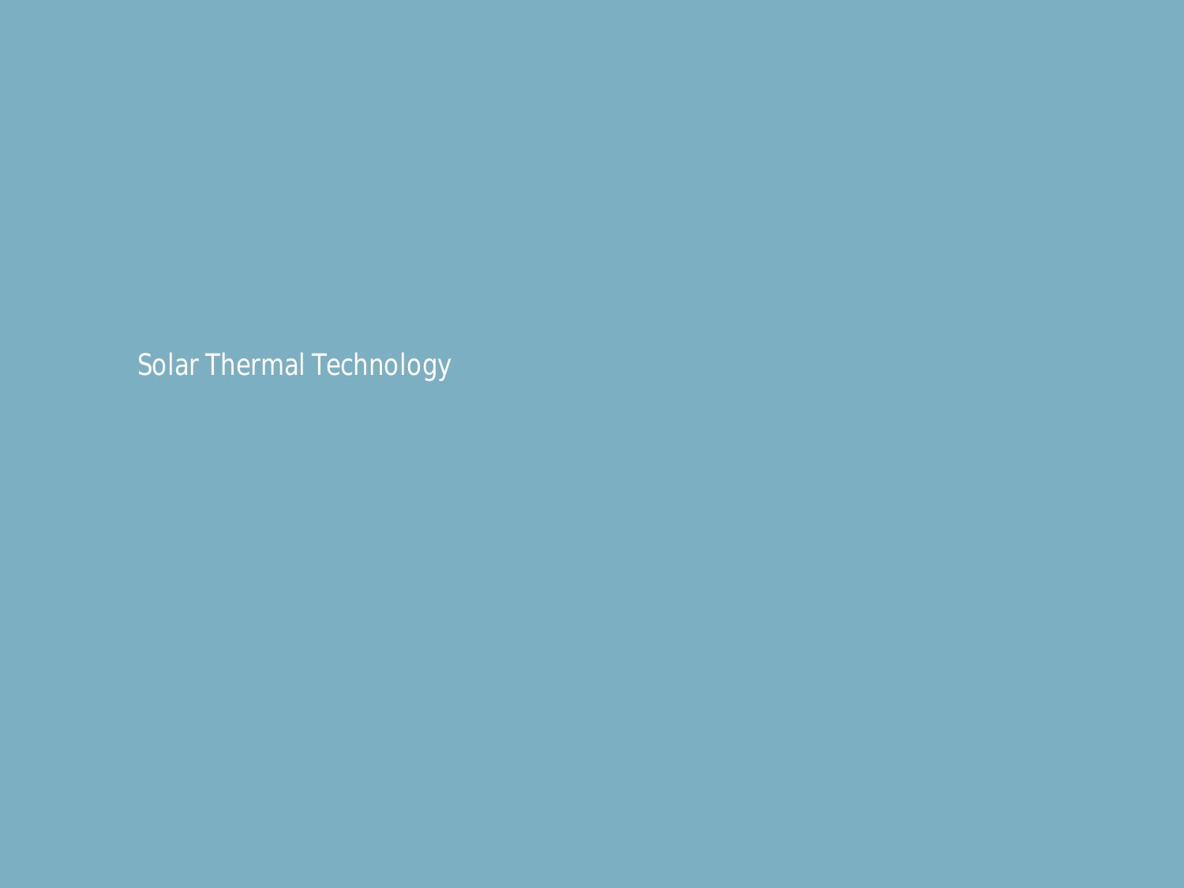# Solar Thermal Technology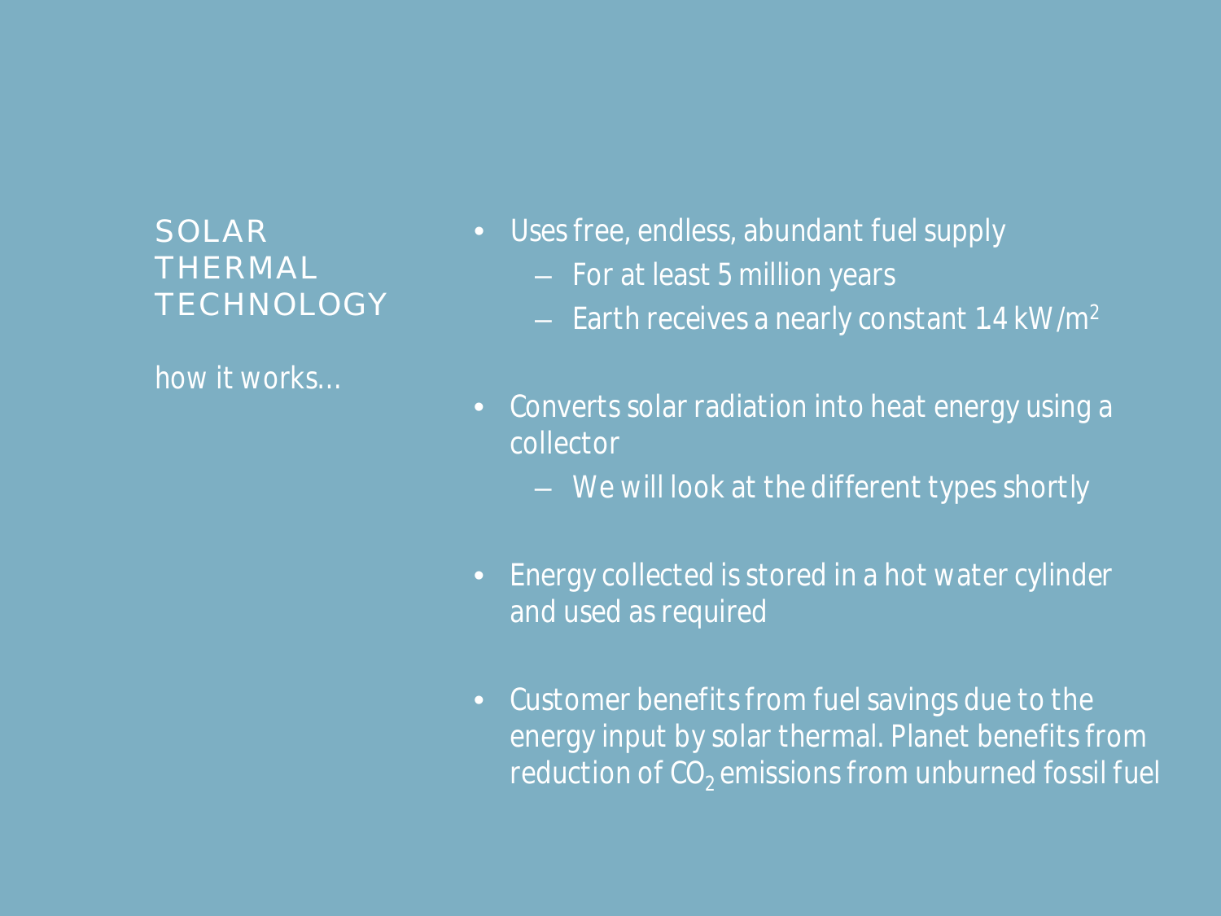# SOLAR THERMAL TECHNOLOGY

how it works…

- Uses free, endless, abundant fuel supply
  - For at least 5 million years
  - Earth receives a nearly constant 14 kW/$m^2$
- Converts solar radiation into heat energy using a collector
  - We will look at the different types shortly
- Energy collected is stored in a hot water cylinder and used as required
- Customer benefits from fuel savings due to the energy input by solar thermal. Planet benefits from reduction of $CO_2$ emissions from unburned fossil fuel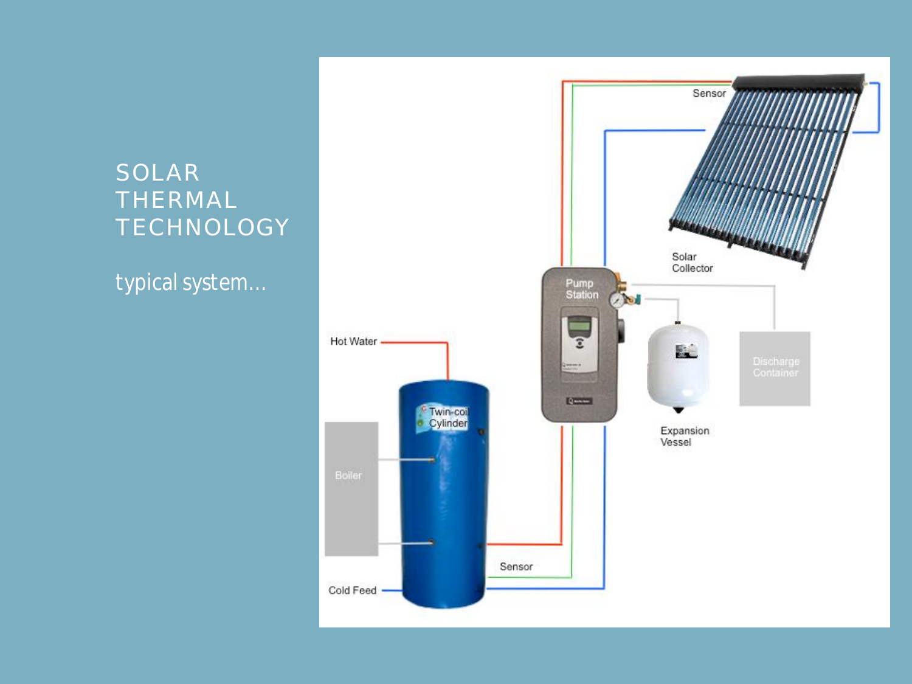# SOLAR THERMAL TECHNOLOGY

typical system…

Sensor

Solar Collector

Pump Station

Expansion Vessel

Discharge Container

Hot Water

Twin-coil Cylinder

Boiler

Sensor

Cold Feed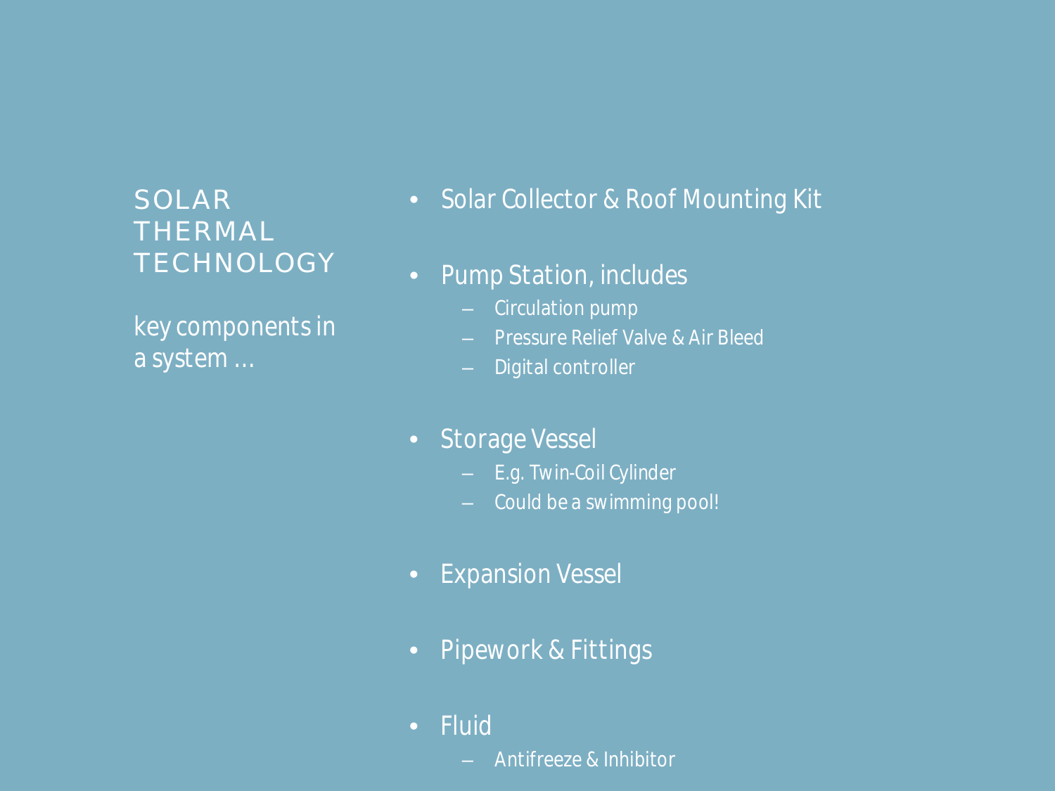# SOLAR THERMAL TECHNOLOGY

key components in a system …

- Solar Collector & Roof Mounting Kit
- Pump Station, includes
  - Circulation pump
  - Pressure Relief Valve & Air Bleed
  - Digital controller
- Storage Vessel
  - E.g. Twin-Coil Cylinder
  - Could be a swimming pool!
- Expansion Vessel
- Pipework & Fittings
- Fluid
  - Antifreeze & Inhibitor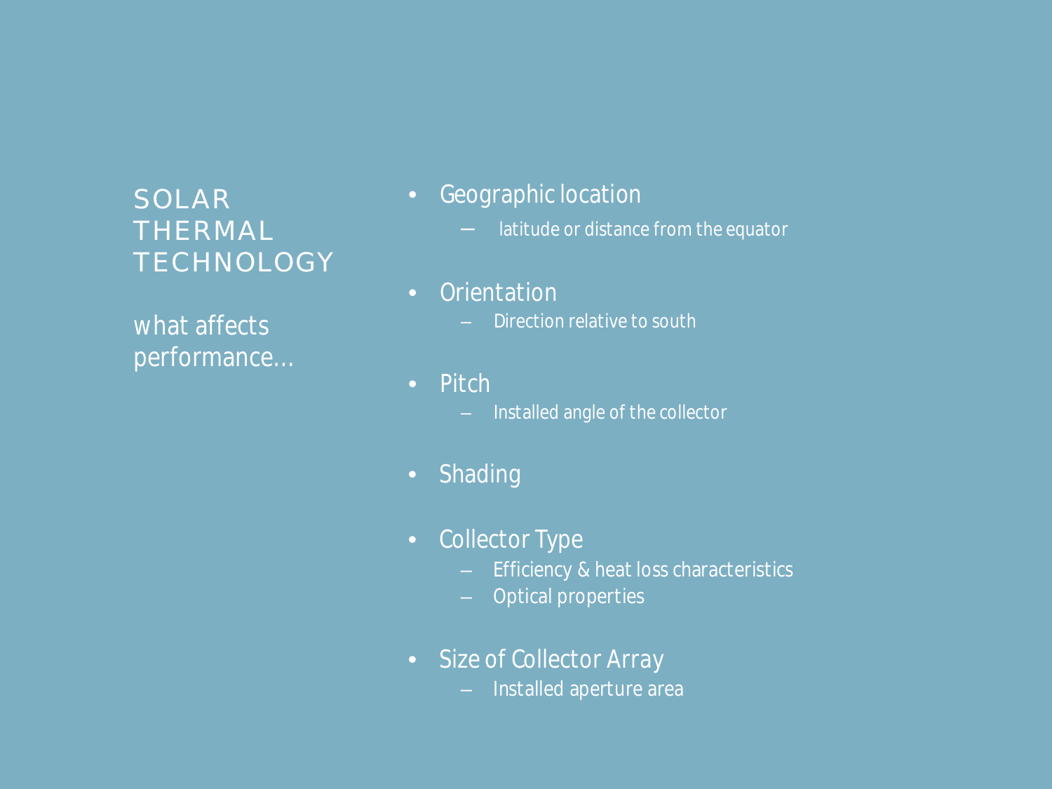# SOLAR THERMAL TECHNOLOGY

what affects performance…

- Geographic location
  - latitude or distance from the equator
- Orientation
  - Direction relative to south
- Pitch
  - Installed angle of the collector
- Shading
- Collector Type
  - Efficiency & heat loss characteristics
  - Optical properties
- Size of Collector Array
  - Installed aperture area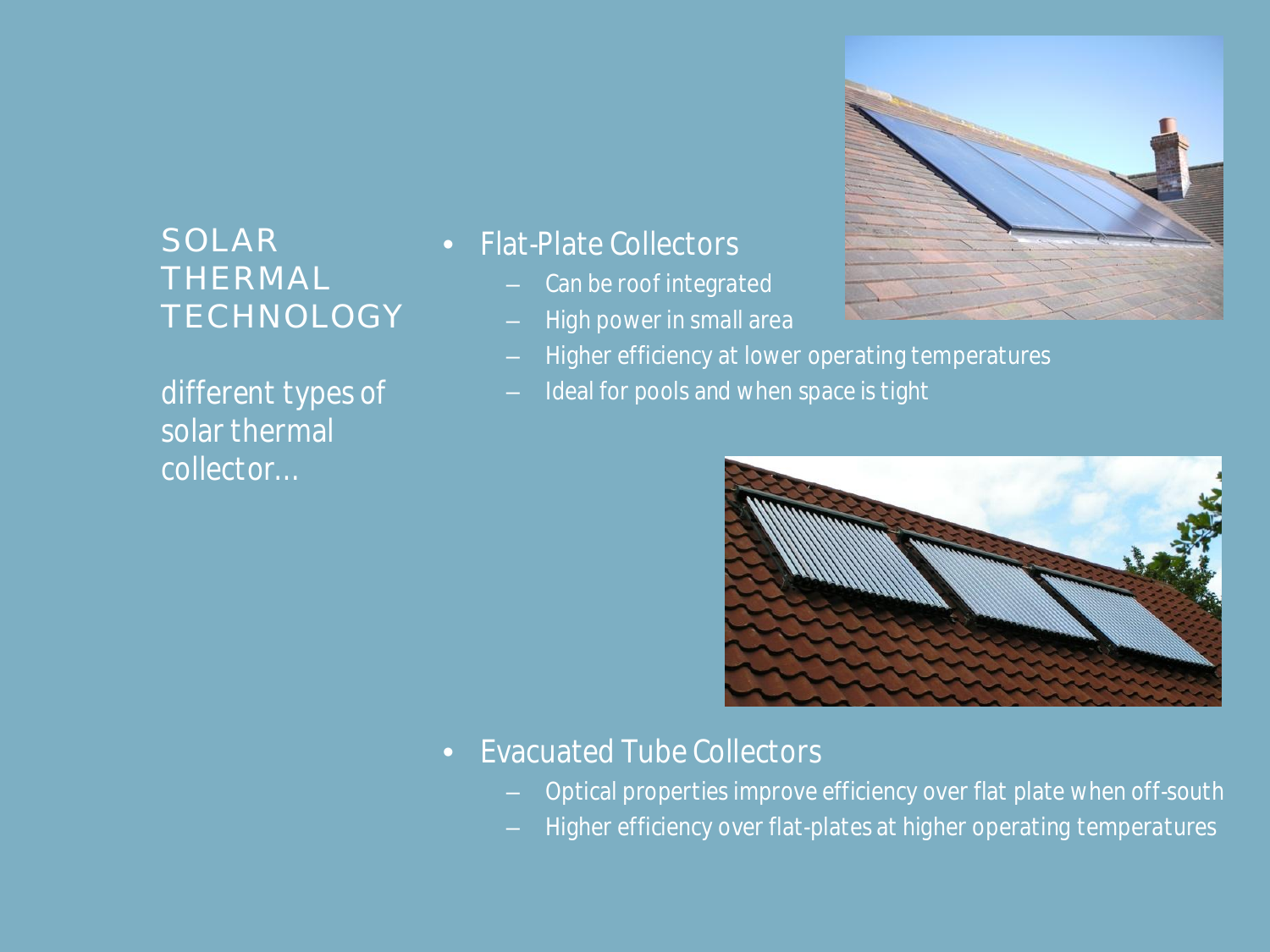# SOLAR THERMAL TECHNOLOGY

different types of solar thermal collector…

- Flat-Plate Collectors
  - Can be roof integrated
  - High power in small area
  - Higher efficiency at lower operating temperatures
  - Ideal for pools and when space is tight

- Evacuated Tube Collectors
  - Optical properties improve efficiency over flat plate when off-south
  - Higher efficiency over flat-plates at higher operating temperatures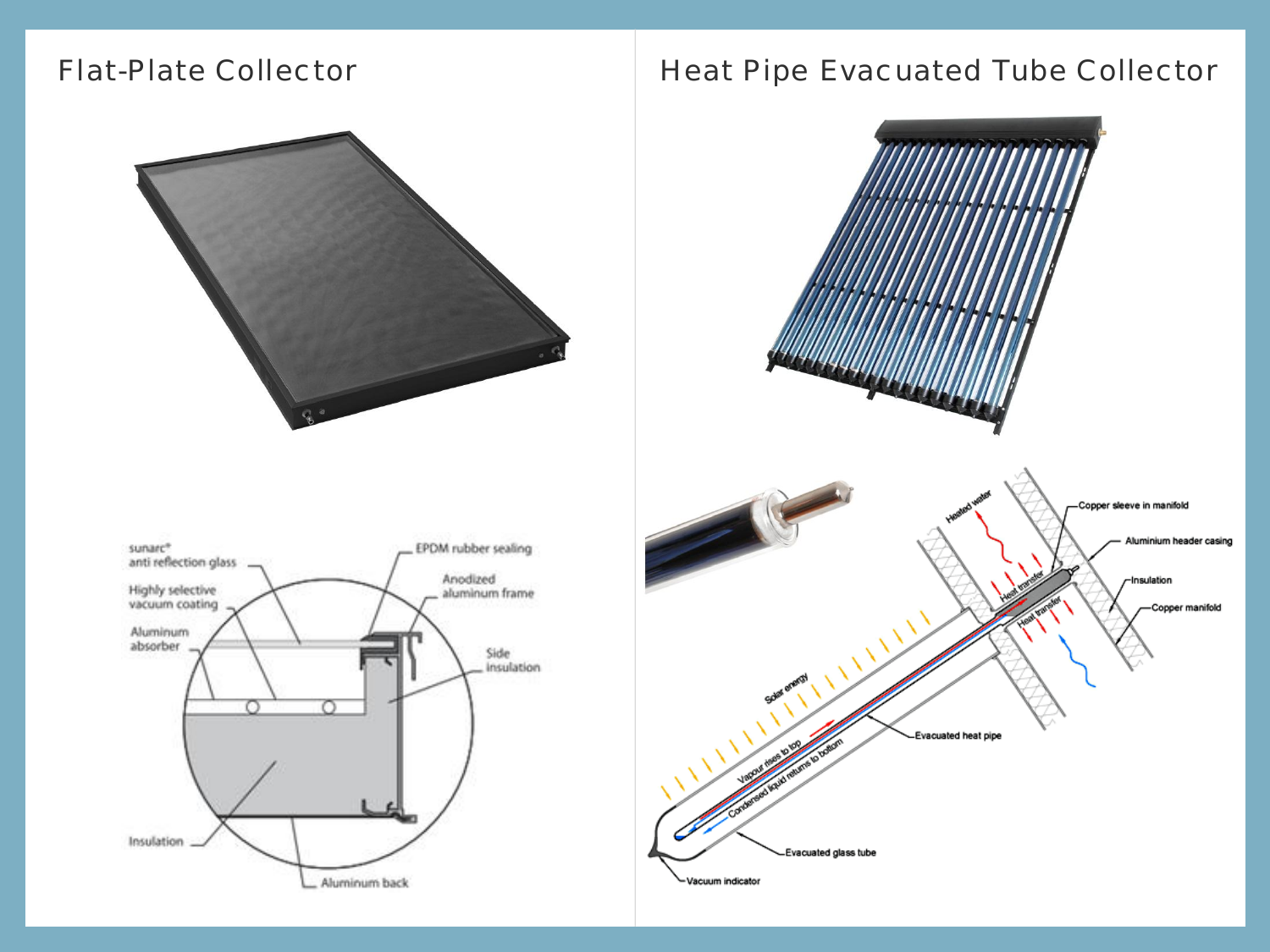## Flat-Plate Collector

sunarc® anti reflection glass

Highly selective vacuum coating

Aluminum absorber

Insulation

Aluminum back

EPDM rubber sealing

Anodized aluminum frame

Side insulation

## Heat Pipe Evacuated Tube Collector

Heated water

Copper sleeve in manifold

Aluminium header casing

Insulation

Copper manifold

Heat transfer

Heat transfer

Solar energy

Vapour rises to top

Condensed liquid returns to bottom

Evacuated heat pipe

Evacuated glass tube

Vacuum indicator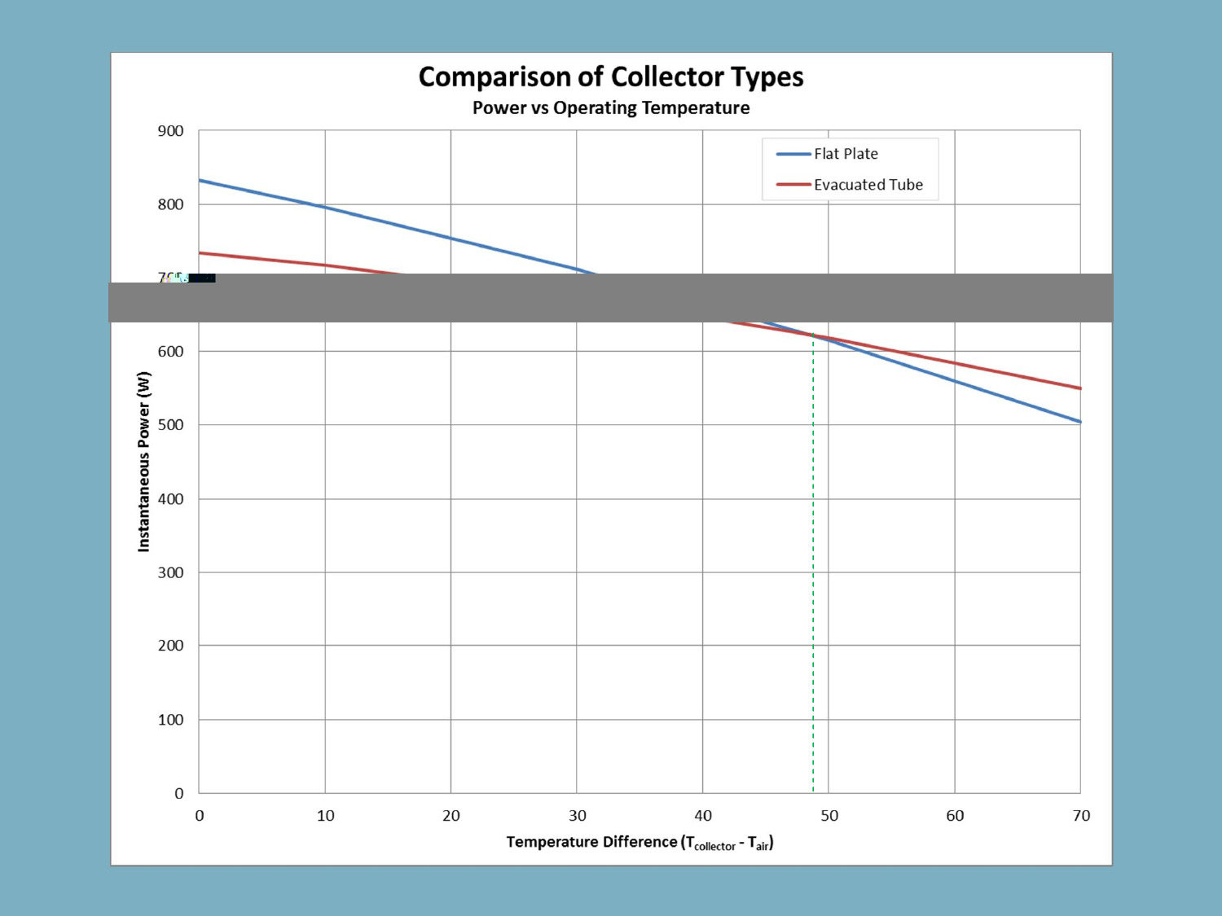# Comparison of Collector Types

## Power vs Operating Temperature

- Flat Plate
- Evacuated Tube

Instantaneous Power (W)

Temperature Difference ($T_{collector} - T_{air}$)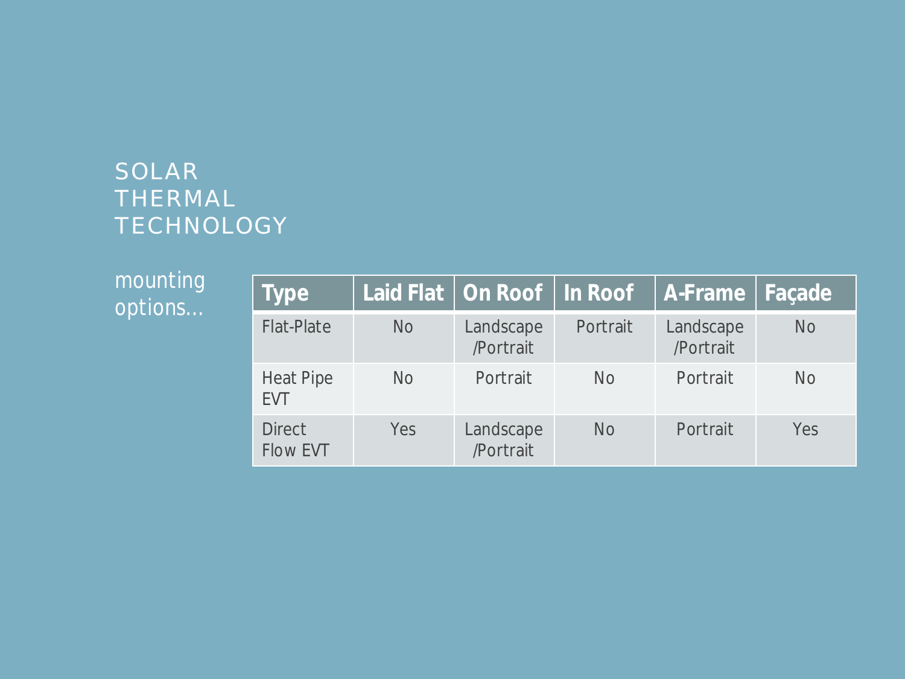# SOLAR THERMAL TECHNOLOGY

mounting options…

| Type | Laid Flat | On Roof | In Roof | A-Frame | Façade |
|---|---|---|---|---|---|
| Flat-Plate | No | Landscape /Portrait | Portrait | Landscape /Portrait | No |
| Heat Pipe EVT | No | Portrait | No | Portrait | No |
| Direct Flow EVT | Yes | Landscape /Portrait | No | Portrait | Yes |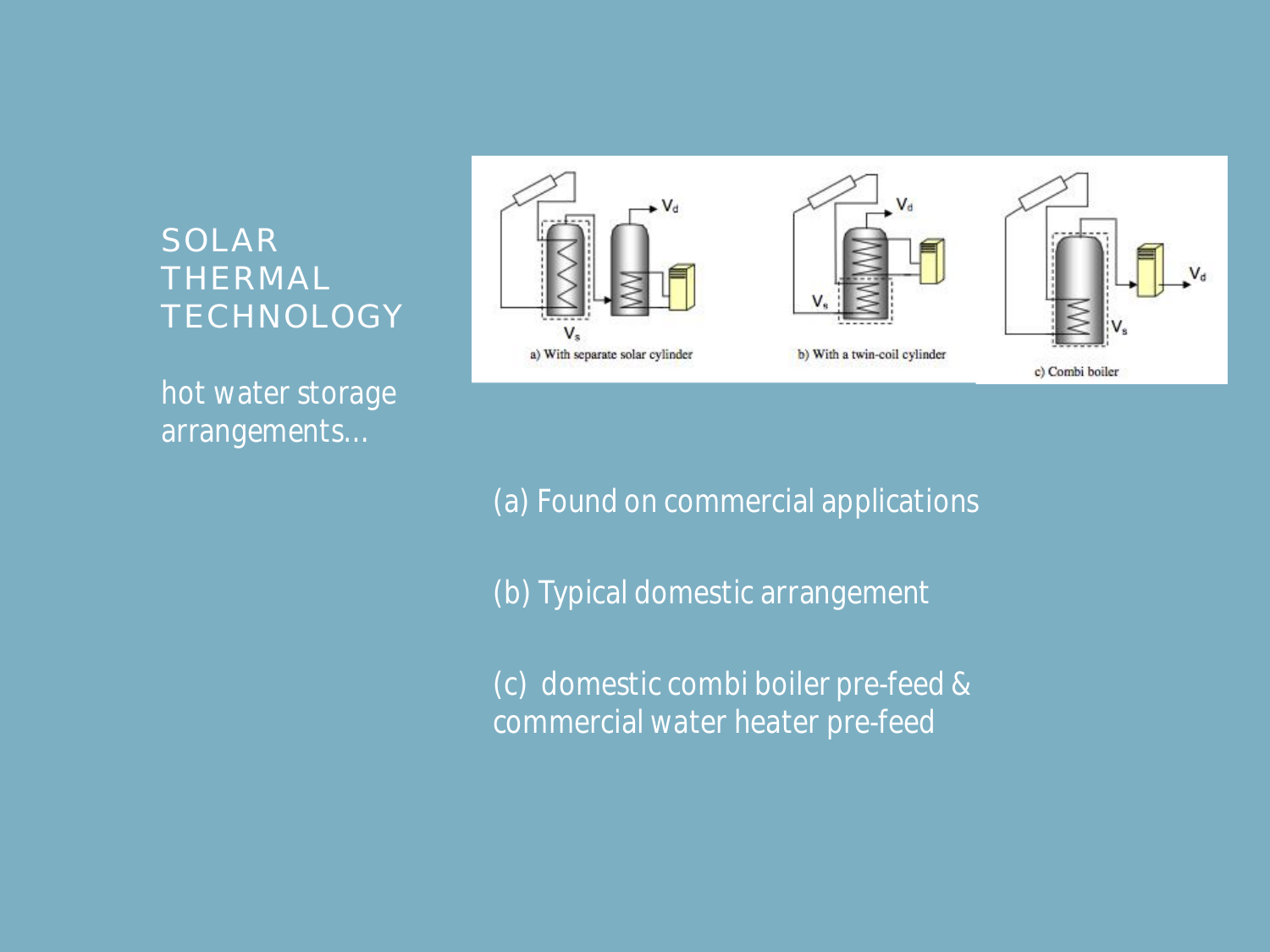# SOLAR THERMAL TECHNOLOGY

hot water storage arrangements…

a) With separate solar cylinder

b) With a twin-coil cylinder

c) Combi boiler

(a) Found on commercial applications

(b) Typical domestic arrangement

(c) domestic combi boiler pre-feed & commercial water heater pre-feed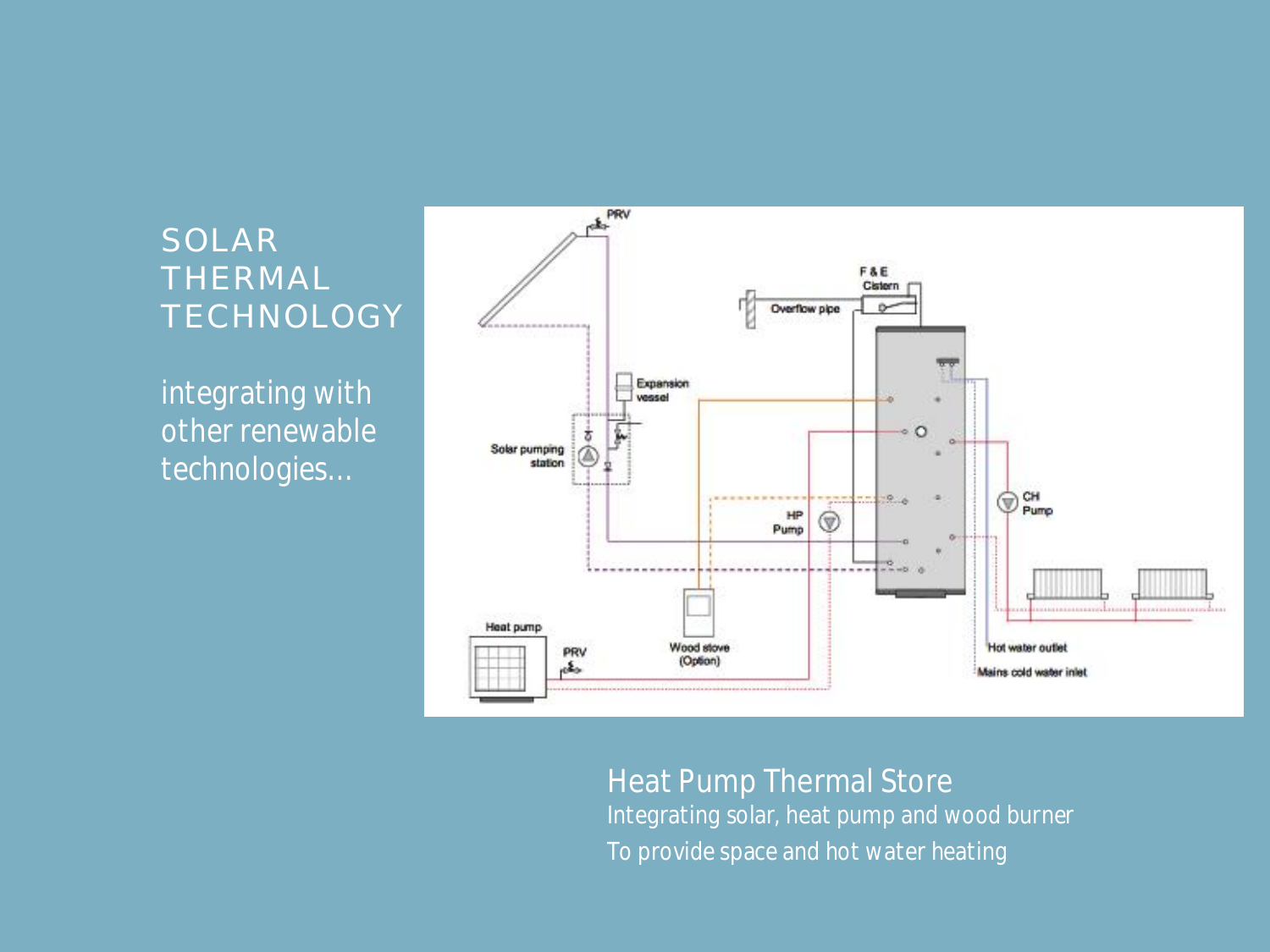# SOLAR THERMAL TECHNOLOGY

integrating with other renewable technologies…

Heat Pump Thermal Store

Integrating solar, heat pump and wood burner

To provide space and hot water heating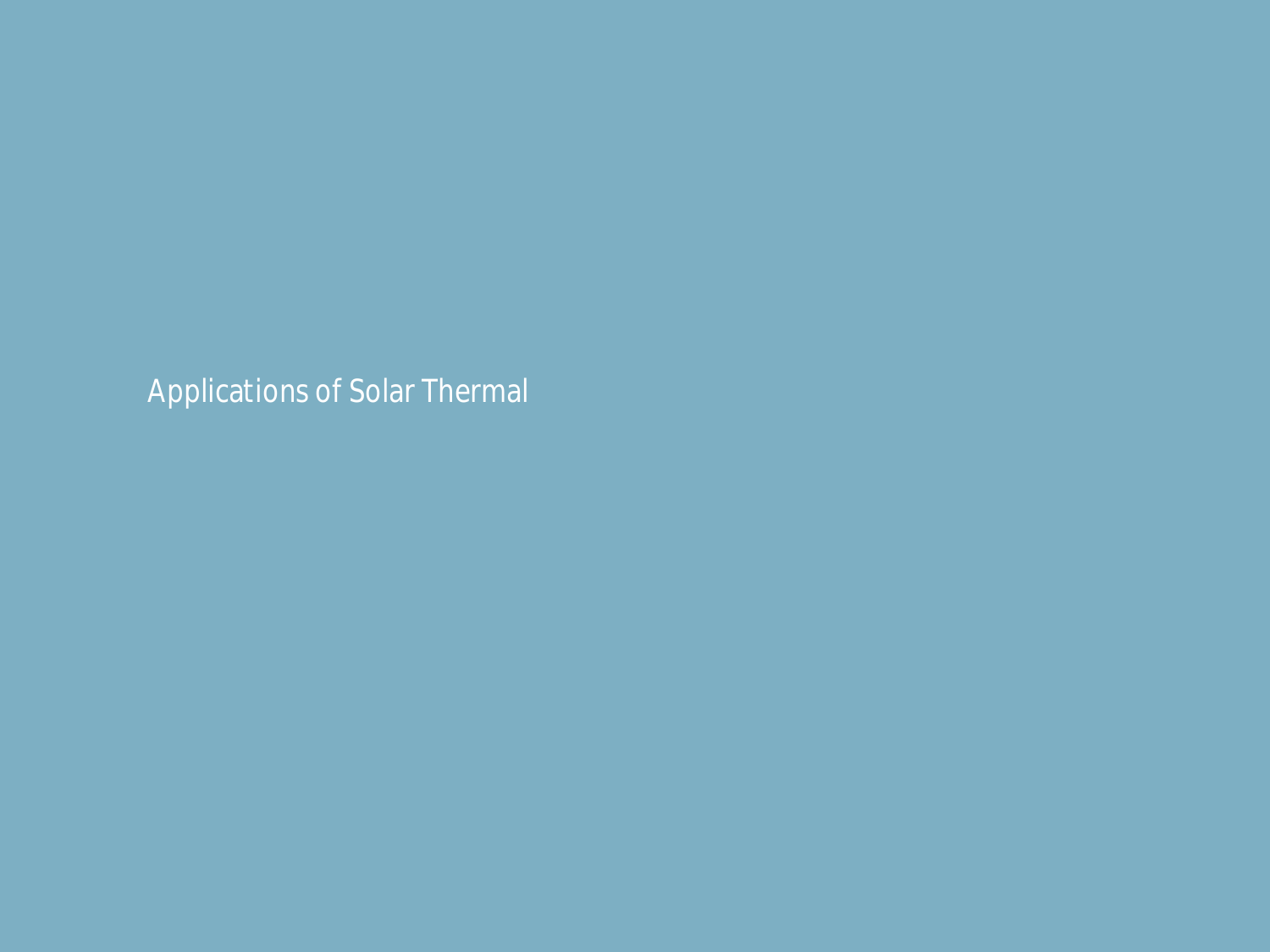# Applications of Solar Thermal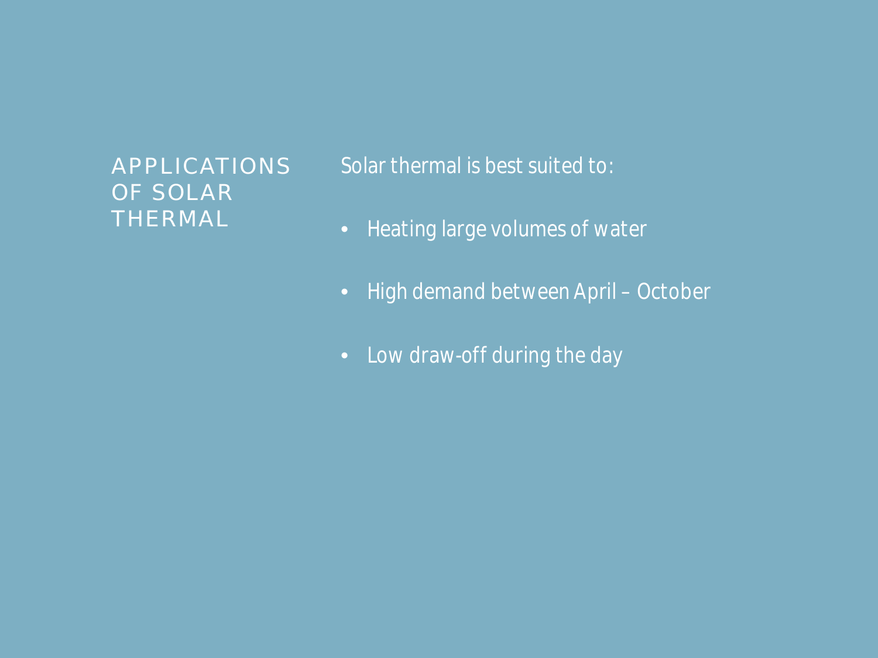# APPLICATIONS OF SOLAR THERMAL

Solar thermal is best suited to:

- Heating large volumes of water
- High demand between April – October
- Low draw-off during the day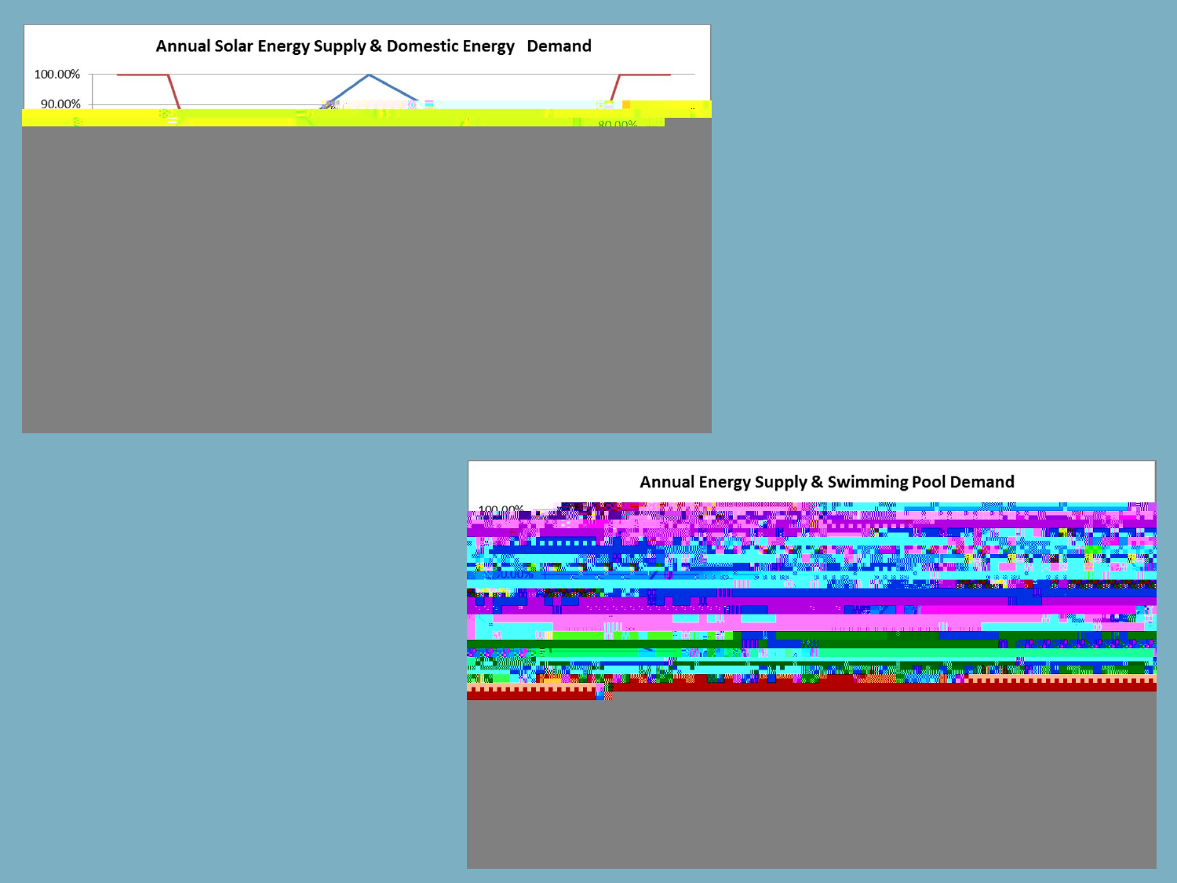## Annual Solar Energy Supply & Domestic Energy Demand

## Annual Energy Supply & Swimming Pool Demand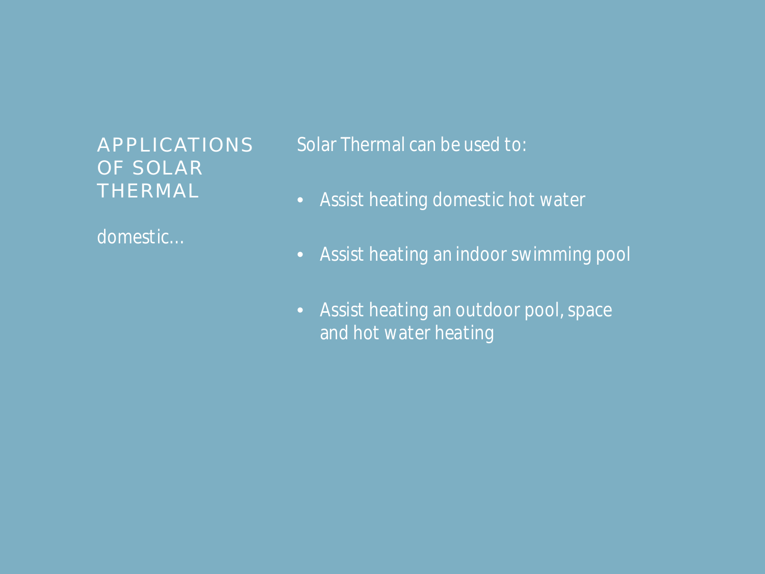# APPLICATIONS OF SOLAR THERMAL

domestic…

Solar Thermal can be used to:

- Assist heating domestic hot water
- Assist heating an indoor swimming pool
- Assist heating an outdoor pool, space and hot water heating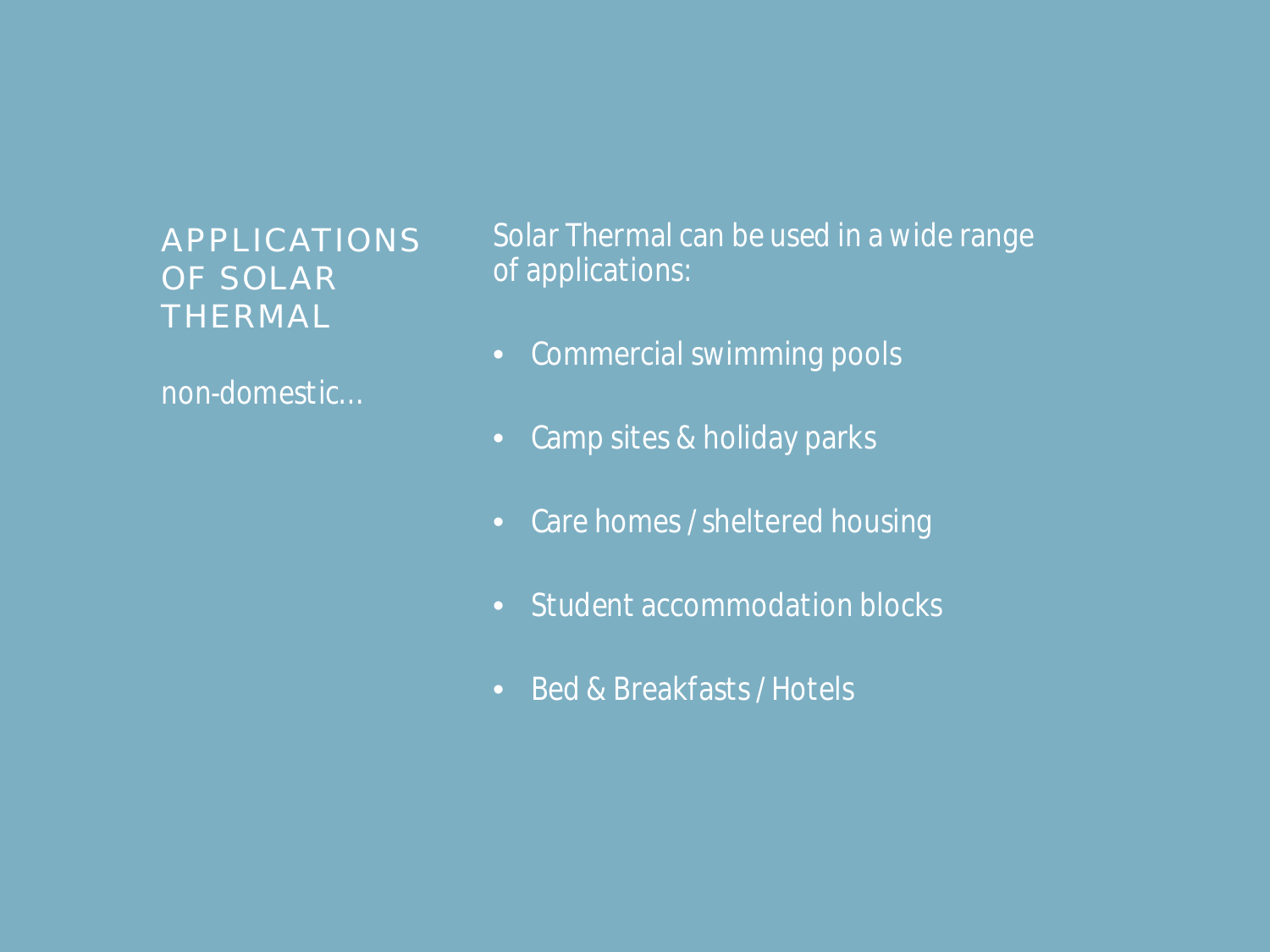# APPLICATIONS OF SOLAR THERMAL

non-domestic…

Solar Thermal can be used in a wide range of applications:

- Commercial swimming pools
- Camp sites & holiday parks
- Care homes / sheltered housing
- Student accommodation blocks
- Bed & Breakfasts / Hotels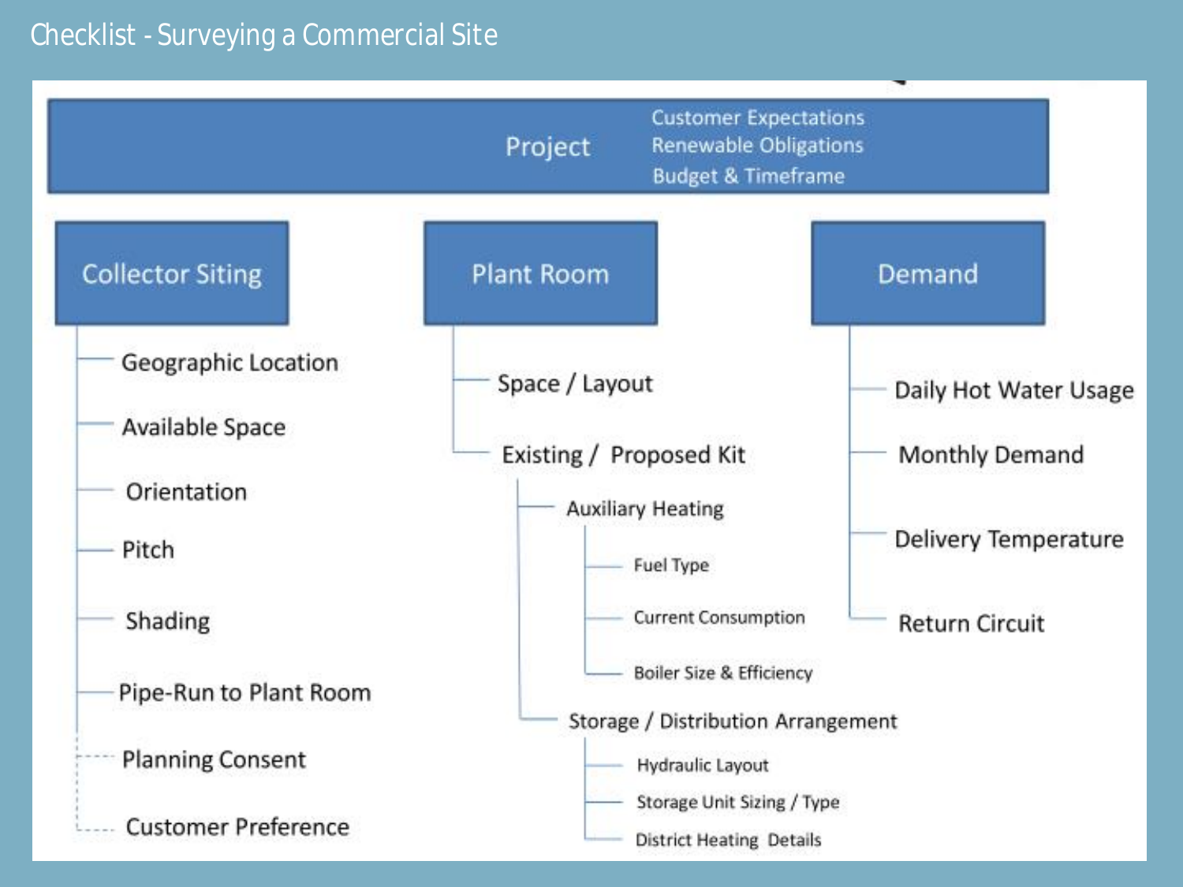# Checklist - Surveying a Commercial Site

## Project

- Customer Expectations
- Renewable Obligations
- Budget & Timeframe

### Collector Siting

- Geographic Location
- Available Space
- Orientation
- Pitch
- Shading
- Pipe-Run to Plant Room
- Planning Consent
- Customer Preference

### Plant Room

- Space / Layout
- Existing / Proposed Kit
  - Auxiliary Heating
    - Fuel Type
    - Current Consumption
    - Boiler Size & Efficiency
  - Storage / Distribution Arrangement
    - Hydraulic Layout
    - Storage Unit Sizing / Type
    - District Heating Details

### Demand

- Daily Hot Water Usage
- Monthly Demand
- Delivery Temperature
- Return Circuit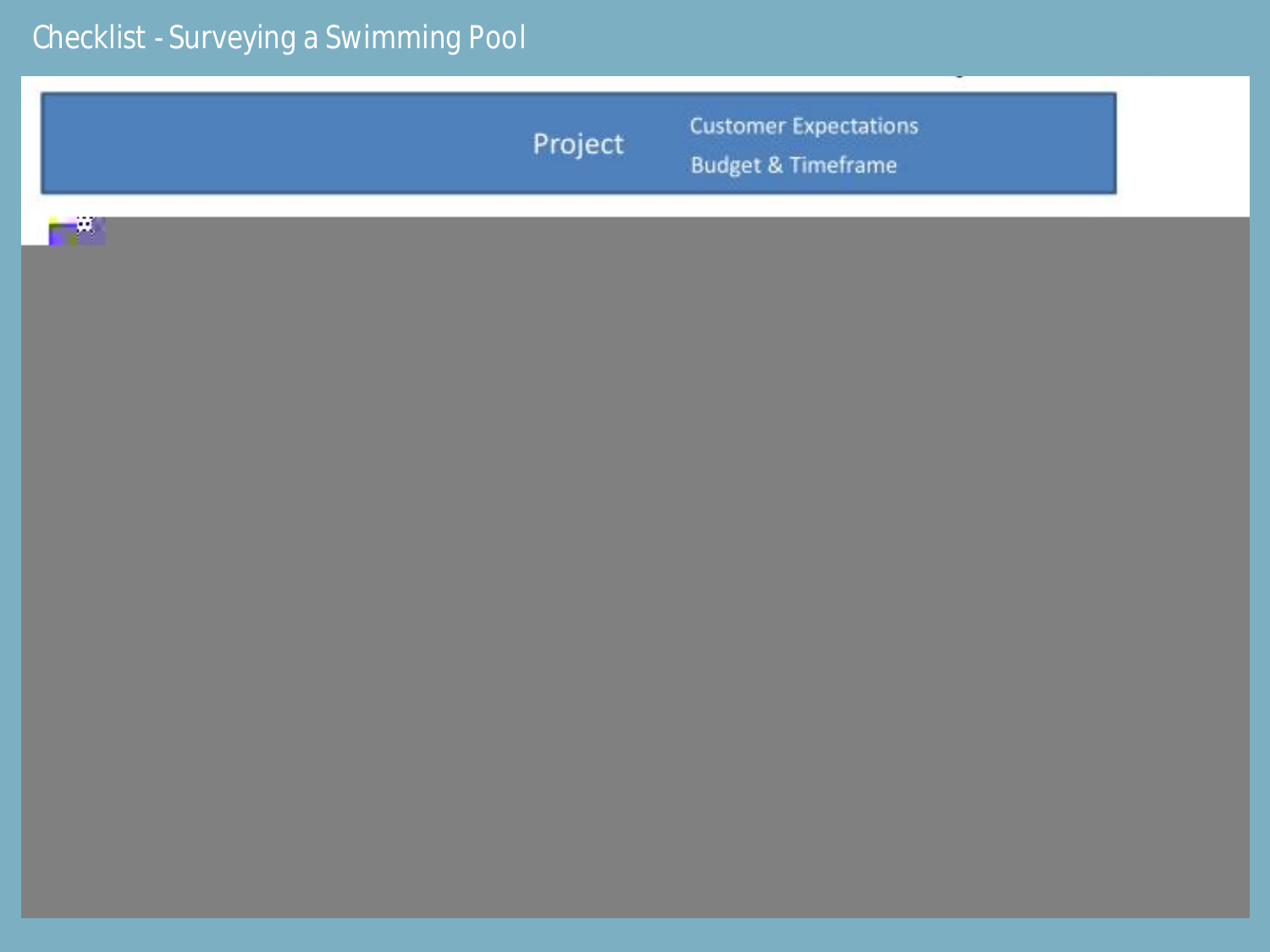# Checklist - Surveying a Swimming Pool

| Project | Customer Expectations |
| --- | --- |
| | Budget & Timeframe |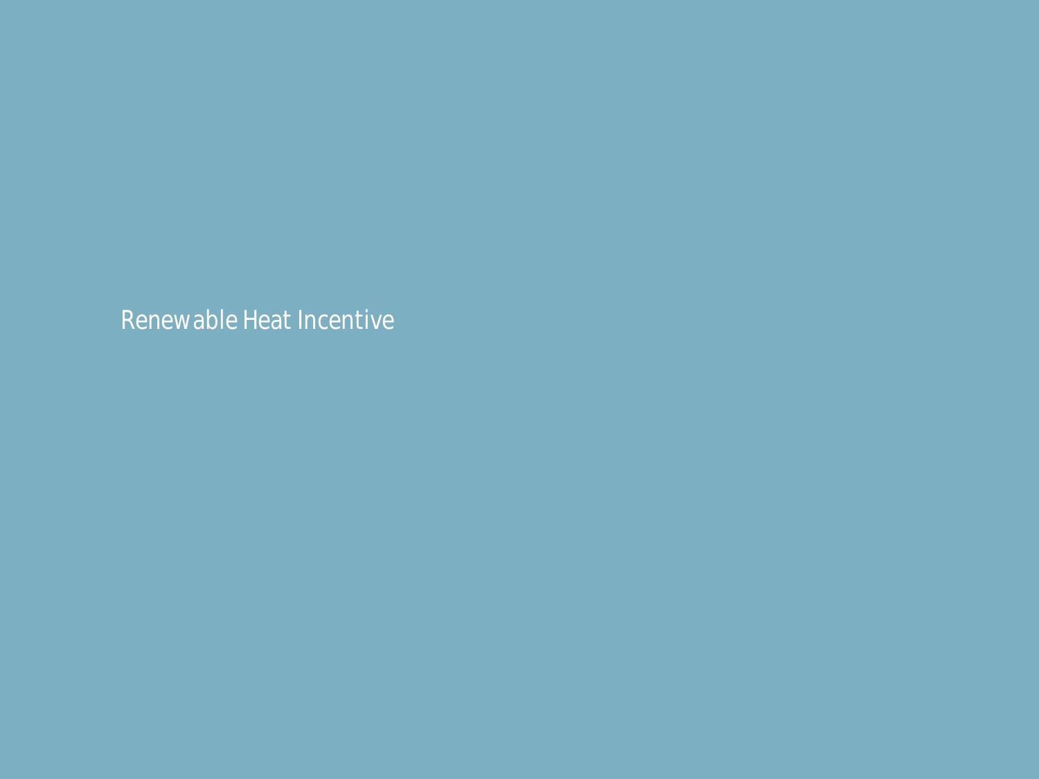# Renewable Heat Incentive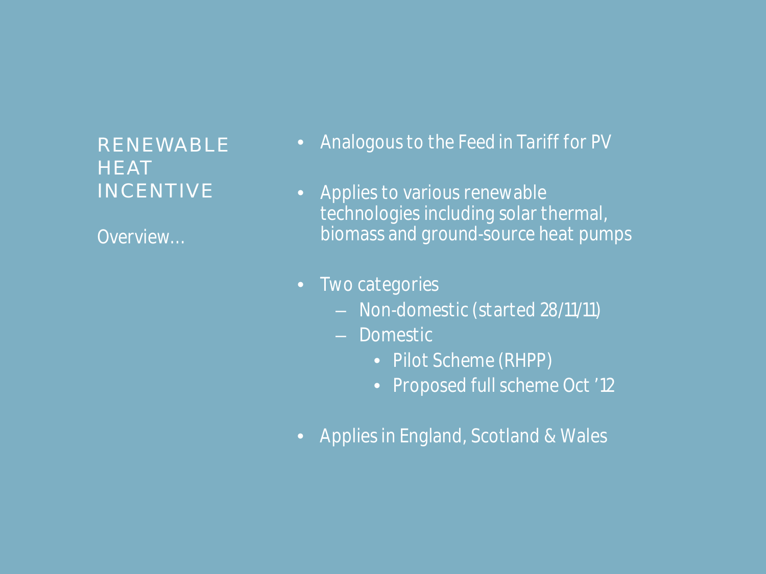# RENEWABLE HEAT INCENTIVE

Overview…

- Analogous to the Feed in Tariff for PV
- Applies to various renewable technologies including solar thermal, biomass and ground-source heat pumps
- Two categories
  - Non-domestic (started 28/11/11)
  - Domestic
    - Pilot Scheme (RHPP)
    - Proposed full scheme Oct '12
- Applies in England, Scotland & Wales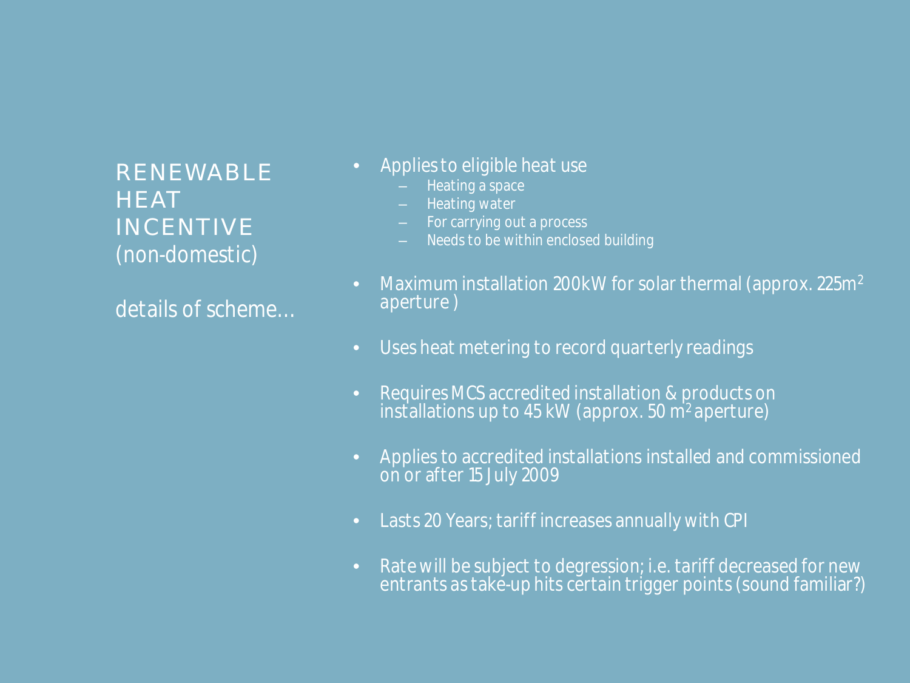# RENEWABLE HEAT INCENTIVE (non-domestic)

details of scheme…

- Applies to eligible heat use
  - Heating a space
  - Heating water
  - For carrying out a process
  - Needs to be within enclosed building
- Maximum installation 200kW for solar thermal (approx. 225m$^2$ aperture )
- Uses heat metering to record quarterly readings
- Requires MCS accredited installation & products on installations up to 45 kW (approx. 50 m$^2$ aperture)
- Applies to accredited installations installed and commissioned on or after 15 July 2009
- Lasts 20 Years; tariff increases annually with CPI
- Rate will be subject to degression; i.e. tariff decreased for new entrants as take-up hits certain trigger points (sound familiar?)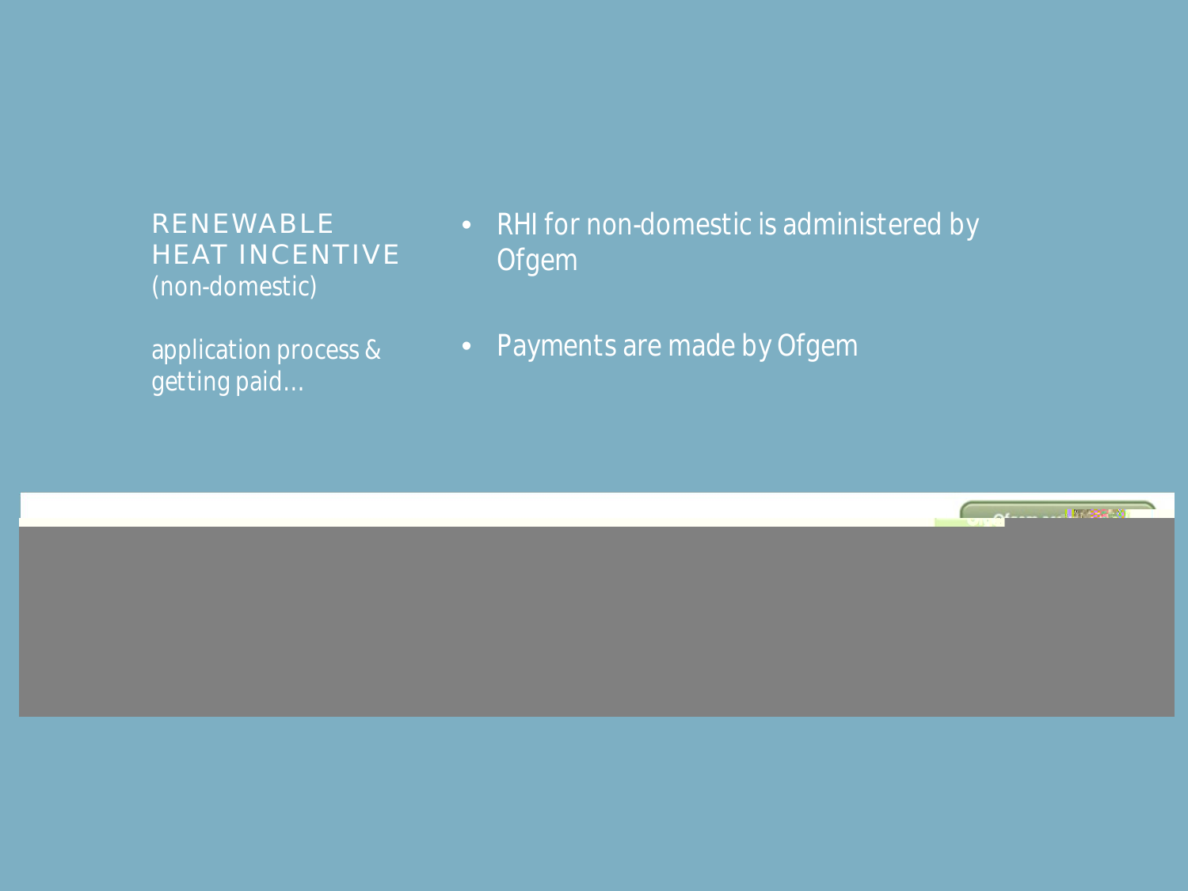RENEWABLE HEAT INCENTIVE (non-domestic)

application process & getting paid…

- RHI for non-domestic is administered by Ofgem
- Payments are made by Ofgem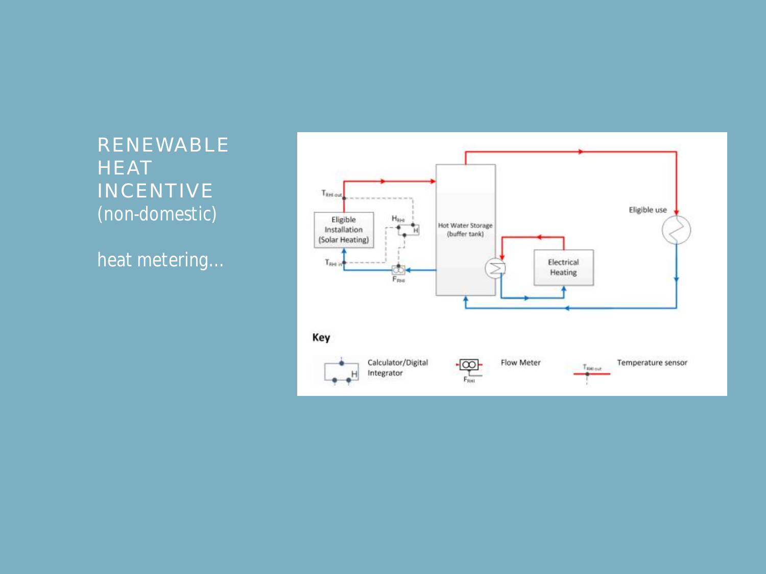# RENEWABLE HEAT INCENTIVE (non-domestic)

heat metering…

Eligible Installation (Solar Heating)

$T_{RHI\ out}$

$T_{RHI\ in}$

$H_{RHI}$

H

$F_{RHI}$

Hot Water Storage (buffer tank)

Electrical Heating

Eligible use

**Key**

Calculator/Digital Integrator

Flow Meter

Temperature sensor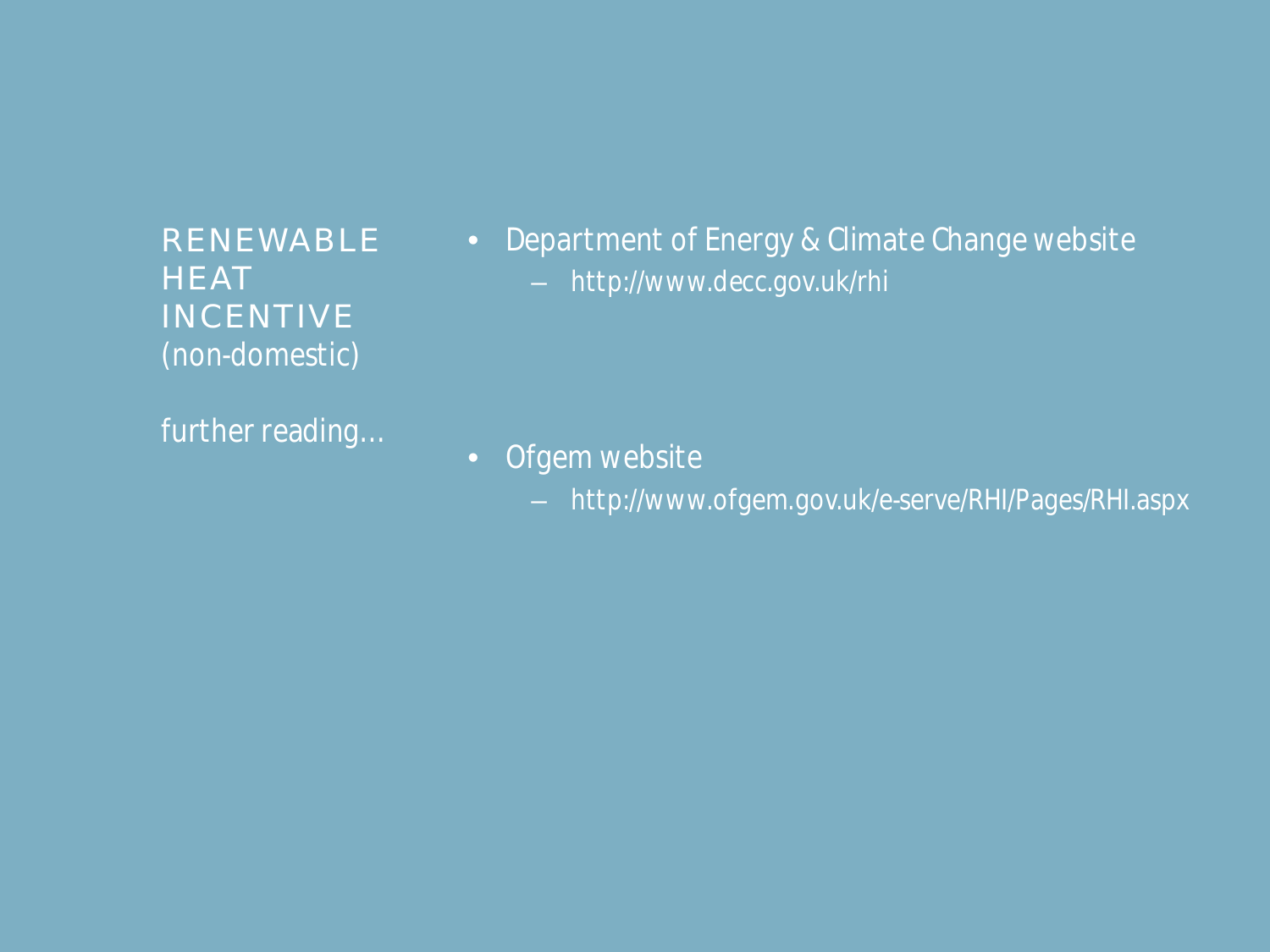# RENEWABLE HEAT INCENTIVE (non-domestic)

further reading…

- Department of Energy & Climate Change website
  - http://www.decc.gov.uk/rhi
- Ofgem website
  - http://www.ofgem.gov.uk/e-serve/RHI/Pages/RHI.aspx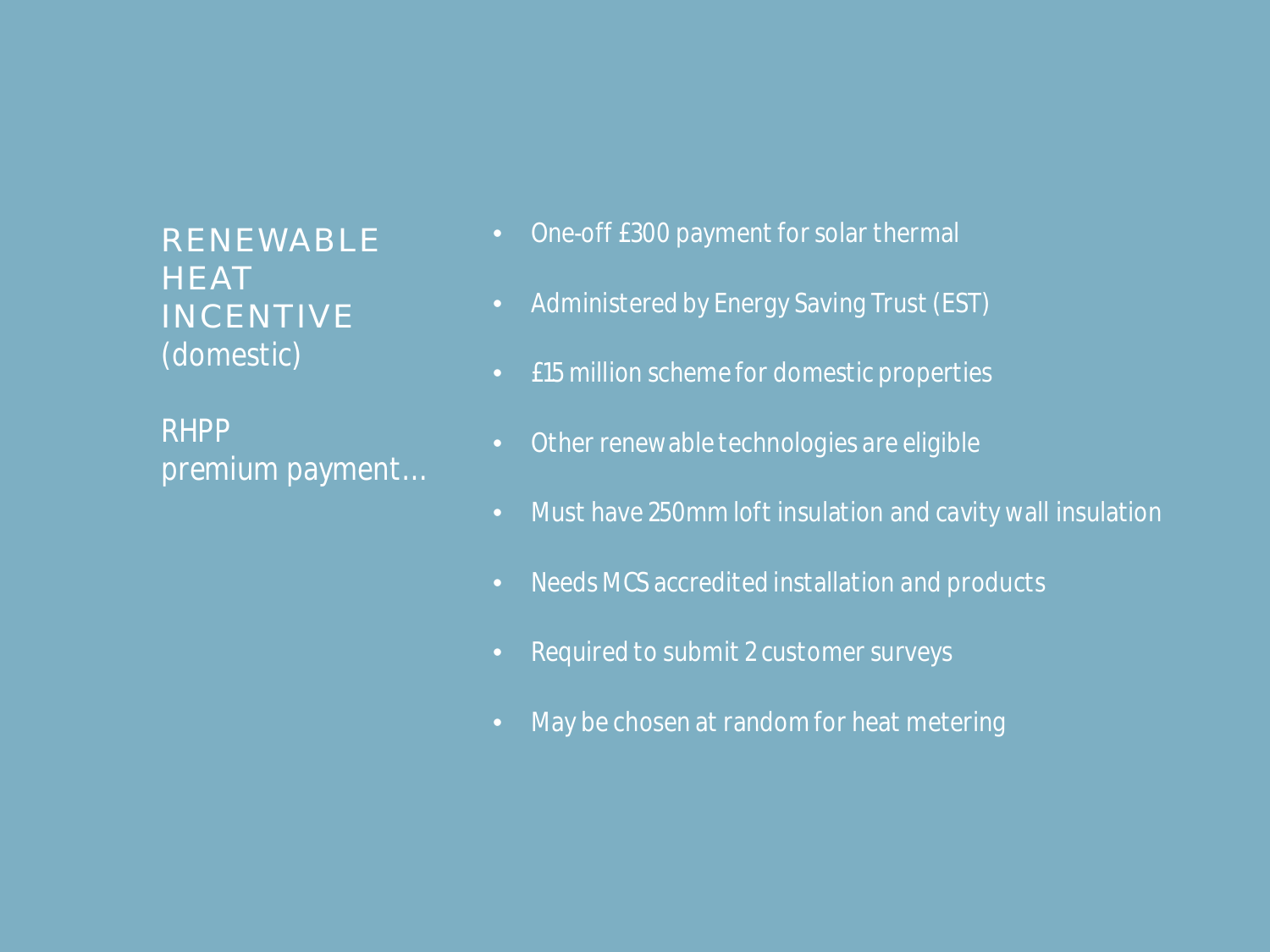## RENEWABLE HEAT INCENTIVE (domestic)

RHPP premium payment…

- One-off £300 payment for solar thermal
- Administered by Energy Saving Trust (EST)
- £15 million scheme for domestic properties
- Other renewable technologies are eligible
- Must have 250mm loft insulation and cavity wall insulation
- Needs MCS accredited installation and products
- Required to submit 2 customer surveys
- May be chosen at random for heat metering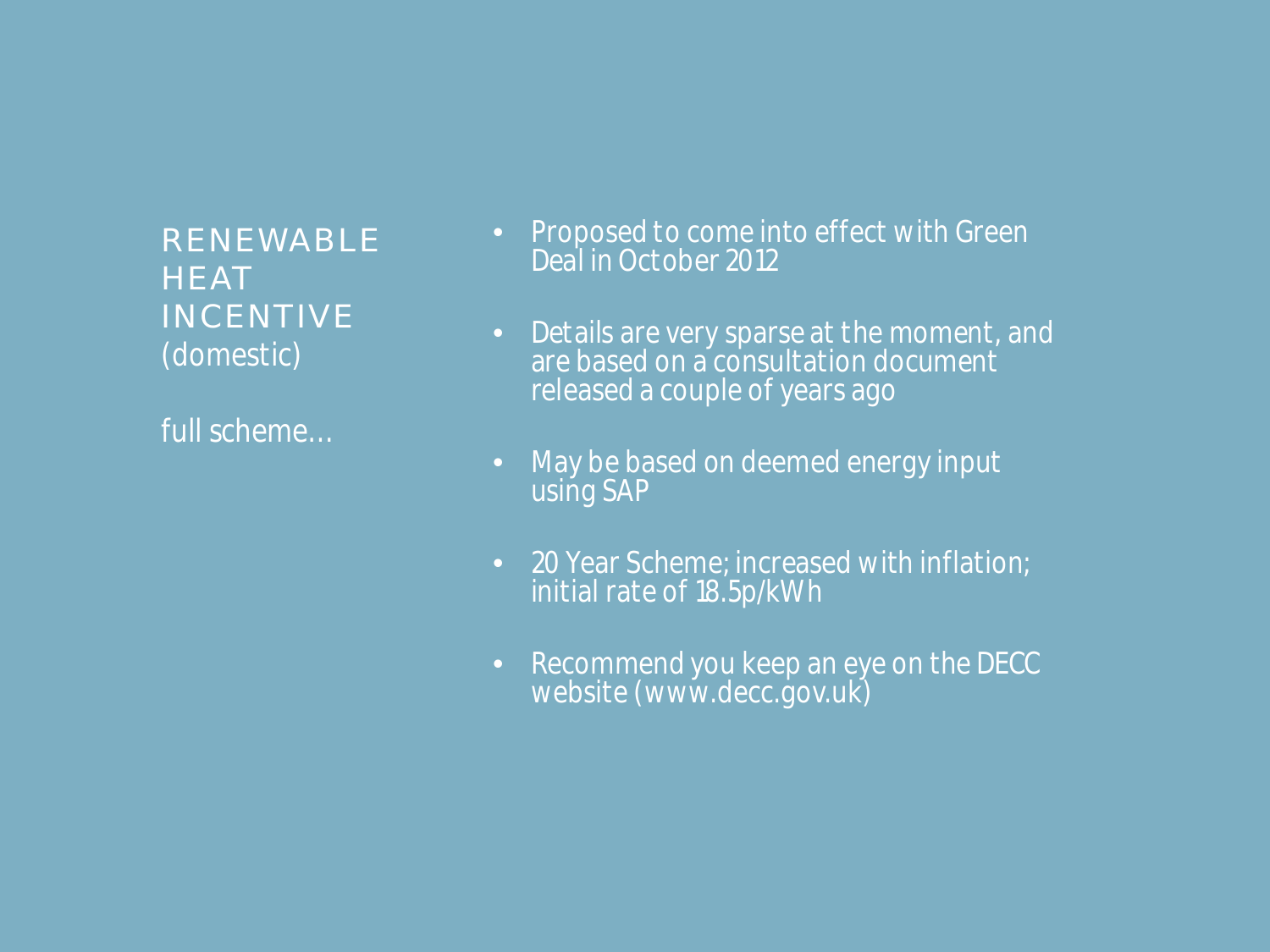## RENEWABLE HEAT INCENTIVE (domestic)

full scheme…

- Proposed to come into effect with Green Deal in October 2012
- Details are very sparse at the moment, and are based on a consultation document released a couple of years ago
- May be based on deemed energy input using SAP
- 20 Year Scheme; increased with inflation; initial rate of 18.5p/kWh
- Recommend you keep an eye on the DECC website (www.decc.gov.uk)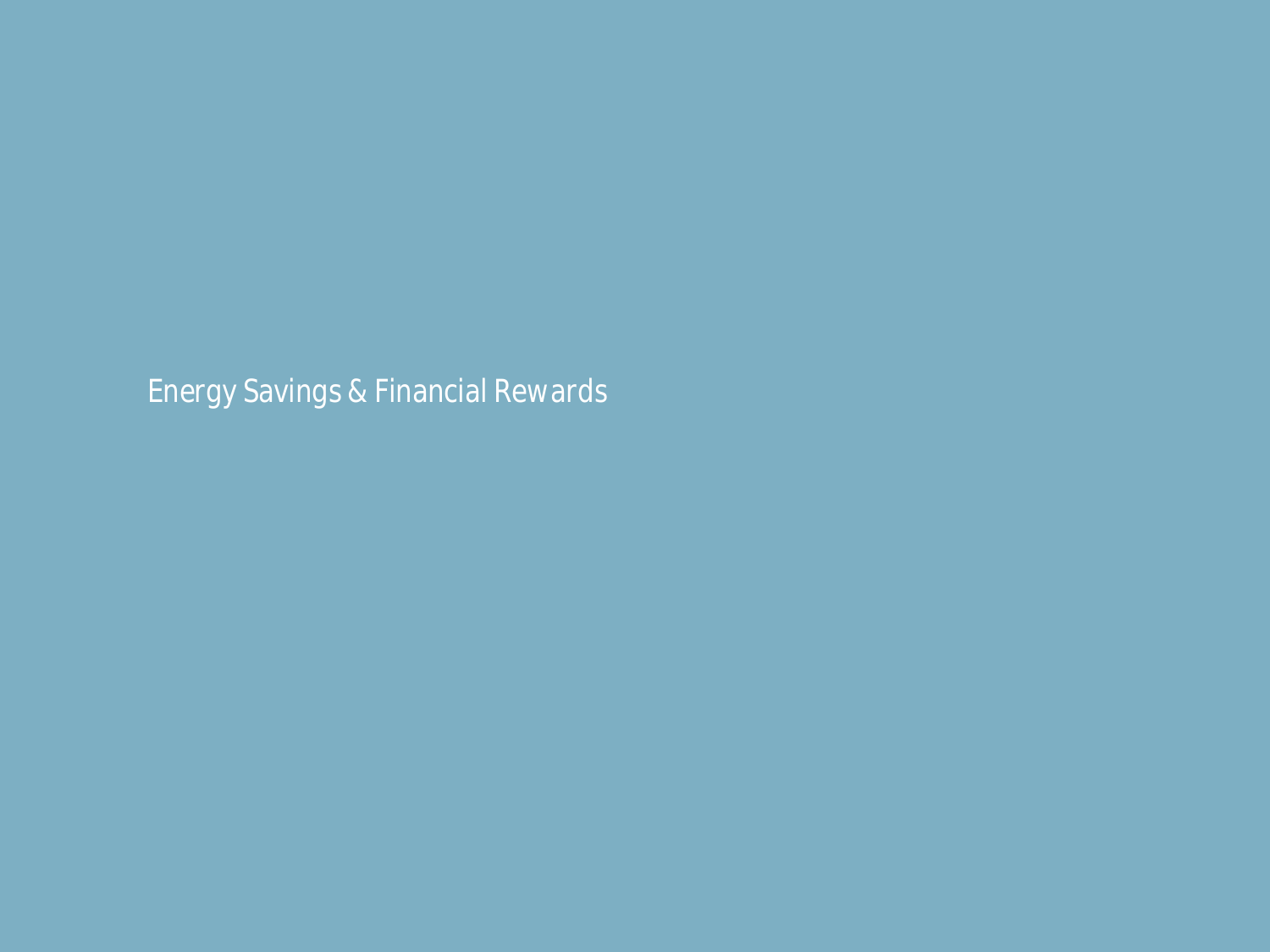# Energy Savings & Financial Rewards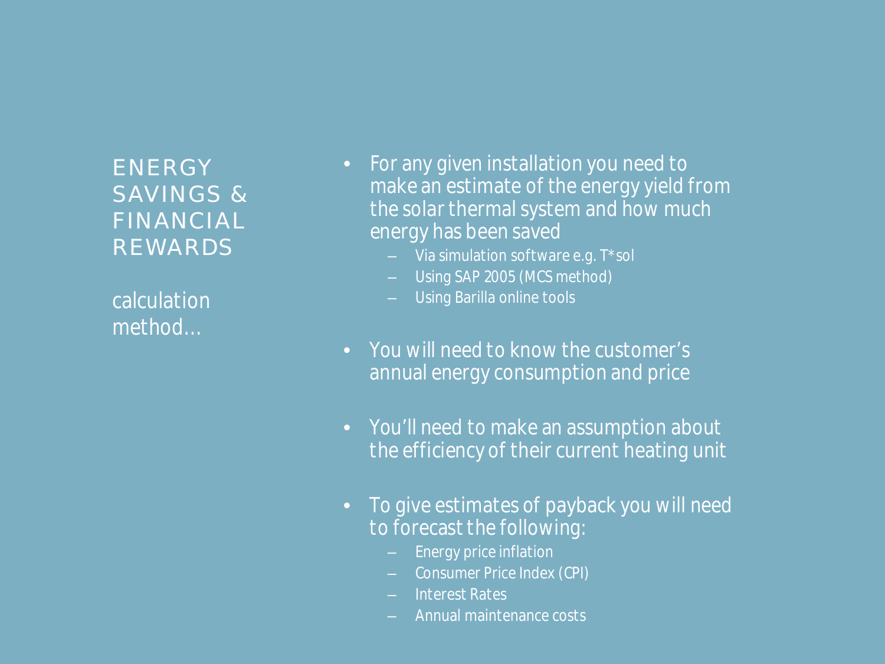# ENERGY SAVINGS & FINANCIAL REWARDS

calculation method…

- For any given installation you need to make an estimate of the energy yield from the solar thermal system and how much energy has been saved
  - Via simulation software e.g. T*sol
  - Using SAP 2005 (MCS method)
  - Using Barilla online tools

- You will need to know the customer's annual energy consumption and price

- You'll need to make an assumption about the efficiency of their current heating unit

- To give estimates of payback you will need to forecast the following:
  - Energy price inflation
  - Consumer Price Index (CPI)
  - Interest Rates
  - Annual maintenance costs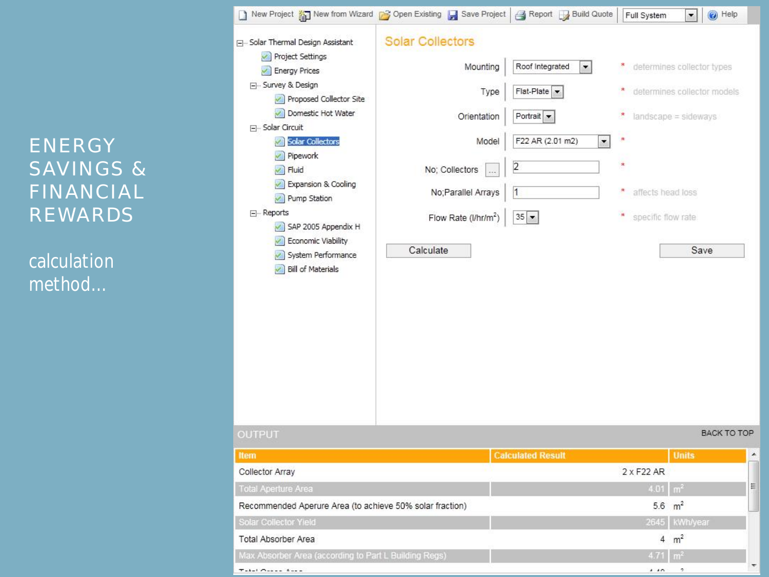# ENERGY SAVINGS & FINANCIAL REWARDS

calculation method...

New Project | New from Wizard | Open Existing | Save Project | Report | Build Quote | Full System | Help

- Solar Thermal Design Assistant
  - Project Settings
  - Energy Prices
  - Survey & Design
    - Proposed Collector Site
    - Domestic Hot Water
  - Solar Circuit
    - Solar Collectors
    - Pipework
    - Fluid
    - Expansion & Cooling
    - Pump Station
  - Reports
    - SAP 2005 Appendix H
    - Economic Viability
    - System Performance
    - Bill of Materials

## Solar Collectors

| | | | |
|---|---|---|---|
| Mounting | Roof Integrated | * | determines collector types |
| Type | Flat-Plate | * | determines collector models |
| Orientation | Portrait | * | landscape = sideways |
| Model | F22 AR (2.01 m2) | * | |
| No; Collectors | 2 | * | |
| No;Parallel Arrays | 1 | * | affects head loss |
| Flow Rate (l/hr/m$^2$) | 35 | * | specific flow rate |

Calculate | Save

OUTPUT — BACK TO TOP

| Item | Calculated Result | Units |
|---|---|---|
| Collector Array | 2 x F22 AR | |
| Total Aperture Area | 4.01 | m$^2$ |
| Recommended Aperure Area (to achieve 50% solar fraction) | 5.6 | m$^2$ |
| Solar Collector Yield | 2645 | kWh/year |
| Total Absorber Area | 4 | m$^2$ |
| Max Absorber Area (according to Part L Building Regs) | 4.71 | m$^2$ |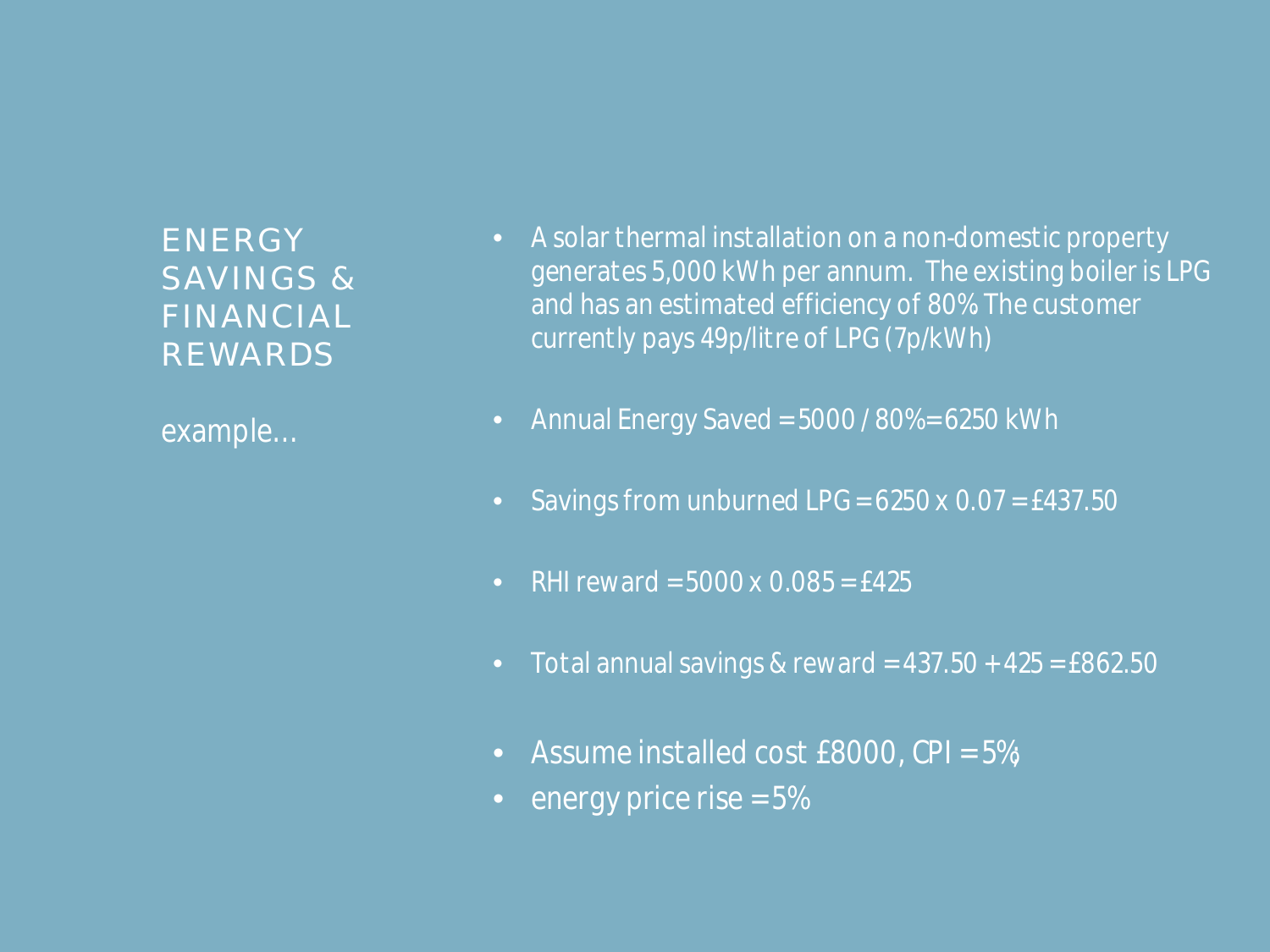## ENERGY SAVINGS & FINANCIAL REWARDS

example…

- A solar thermal installation on a non-domestic property generates 5,000 kWh per annum. The existing boiler is LPG and has an estimated efficiency of 80% The customer currently pays 49p/litre of LPG (7p/kWh)
- Annual Energy Saved = 5000 / 80%= 6250 kWh
- Savings from unburned LPG = 6250 x 0.07 = £437.50
- RHI reward = 5000 x 0.085 = £425
- Total annual savings & reward = 437.50 + 425 = £862.50
- Assume installed cost £8000, CPI = 5%;
- energy price rise = 5%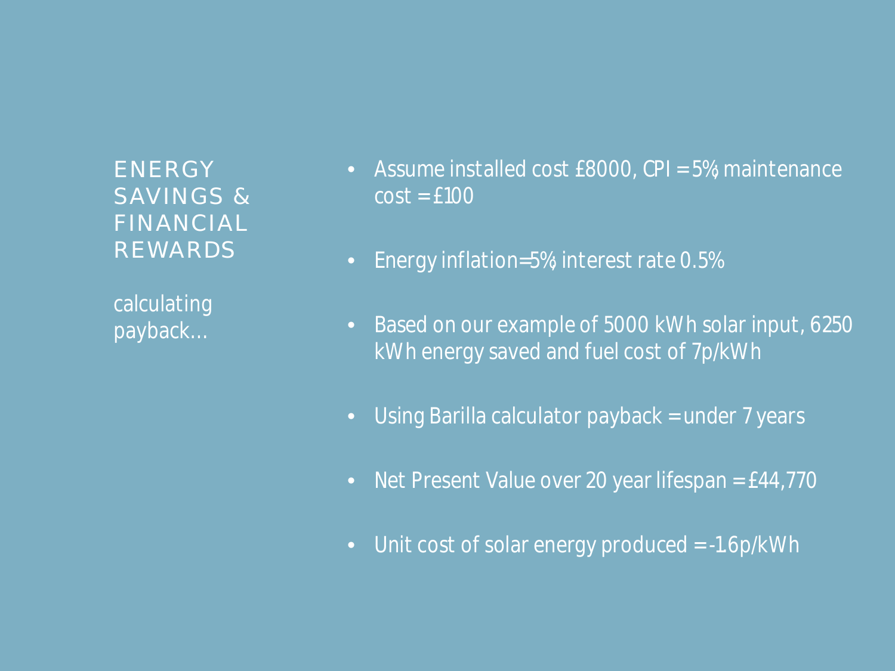# ENERGY SAVINGS & FINANCIAL REWARDS

calculating payback…

- Assume installed cost £8000, CPI = 5%; maintenance cost = £100
- Energy inflation=5%; interest rate 0.5%
- Based on our example of 5000 kWh solar input, 6250 kWh energy saved and fuel cost of 7p/kWh
- Using Barilla calculator payback = under 7 years
- Net Present Value over 20 year lifespan = £44,770
- Unit cost of solar energy produced = -1.6p/kWh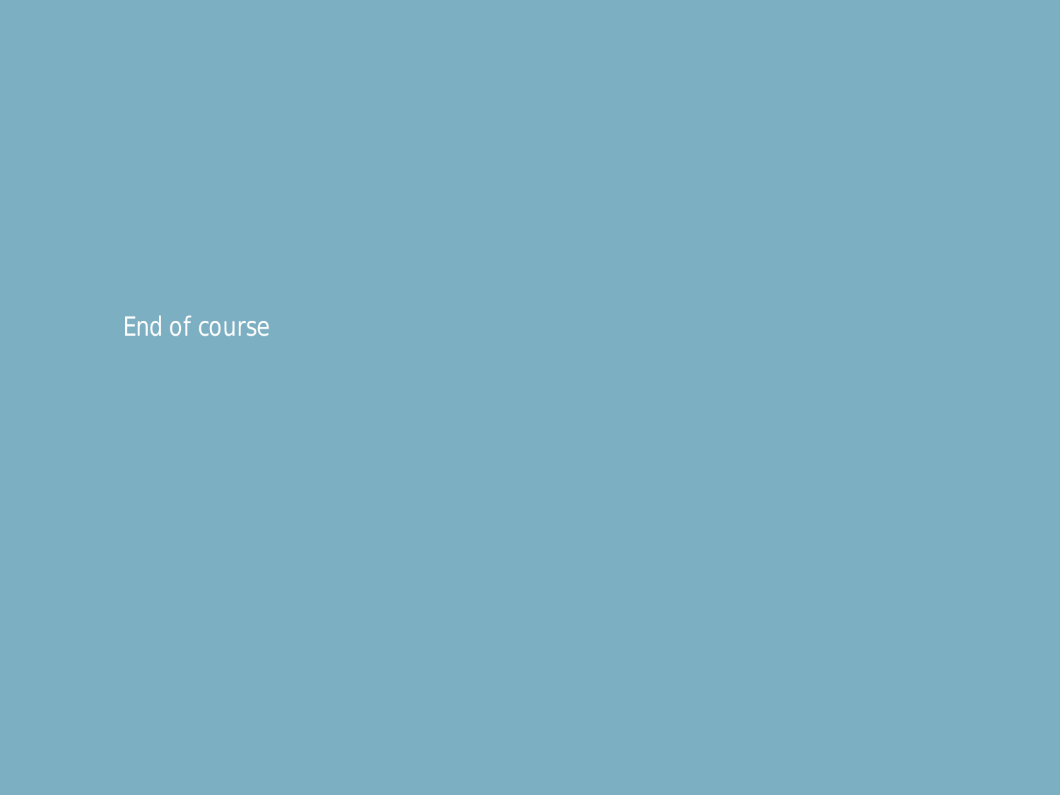End of course